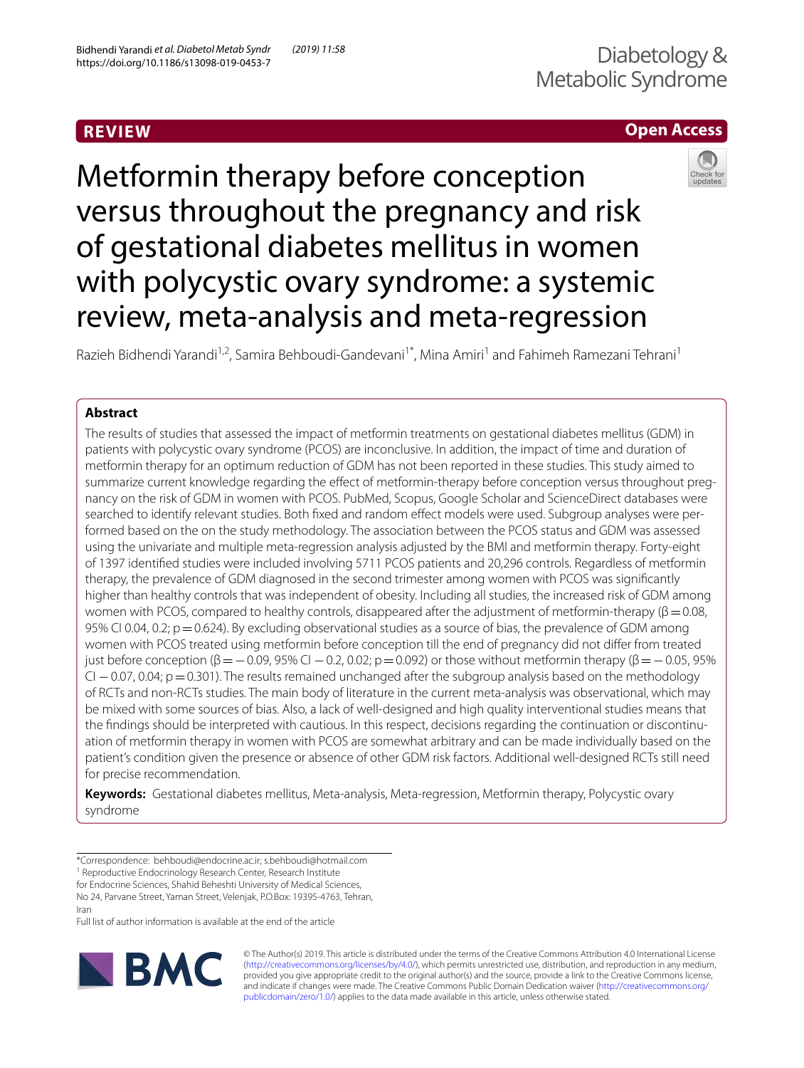REVIEW

Open Access

# Metformin therapy before conception versus throughout the pregnancy and risk of gestational diabetes mellitus in women with polycystic ovary syndrome: a systemic review, meta-analysis and meta-regression

Razieh Bidhendi Yarandi[1,2], Samira Behboudi-Gandevani[1*], Mina Amiri[1] and Fahimeh Ramezani Tehrani[1]

## Abstract

The results of studies that assessed the impact of metformin treatments on gestational diabetes mellitus (GDM) in patients with polycystic ovary syndrome (PCOS) are inconclusive. In addition, the impact of time and duration of metformin therapy for an optimum reduction of GDM has not been reported in these studies. This study aimed to summarize current knowledge regarding the effect of metformin-therapy before conception versus throughout pregnancy on the risk of GDM in women with PCOS. PubMed, Scopus, Google Scholar and ScienceDirect databases were searched to identify relevant studies. Both fixed and random effect models were used. Subgroup analyses were performed based on the on the study methodology. The association between the PCOS status and GDM was assessed using the univariate and multiple meta-regression analysis adjusted by the BMI and metformin therapy. Forty-eight of 1397 identified studies were included involving 5711 PCOS patients and 20,296 controls. Regardless of metformin therapy, the prevalence of GDM diagnosed in the second trimester among women with PCOS was significantly higher than healthy controls that was independent of obesity. Including all studies, the increased risk of GDM among women with PCOS, compared to healthy controls, disappeared after the adjustment of metformin-therapy ($\beta = 0.08$, 95% CI 0.04, 0.2; $p = 0.624$). By excluding observational studies as a source of bias, the prevalence of GDM among women with PCOS treated using metformin before conception till the end of pregnancy did not differ from treated just before conception ($\beta = -0.09$, 95% CI $-0.2$, 0.02; $p = 0.092$) or those without metformin therapy ($\beta = -0.05$, 95% CI $-0.07$, 0.04; $p = 0.301$). The results remained unchanged after the subgroup analysis based on the methodology of RCTs and non-RCTs studies. The main body of literature in the current meta-analysis was observational, which may be mixed with some sources of bias. Also, a lack of well-designed and high quality interventional studies means that the findings should be interpreted with cautious. In this respect, decisions regarding the continuation or discontinuation of metformin therapy in women with PCOS are somewhat arbitrary and can be made individually based on the patient's condition given the presence or absence of other GDM risk factors. Additional well-designed RCTs still need for precise recommendation.

**Keywords:** Gestational diabetes mellitus, Meta-analysis, Meta-regression, Metformin therapy, Polycystic ovary syndrome

*Correspondence: behboudi@endocrine.ac.ir; s.behboudi@hotmail.com
[1] Reproductive Endocrinology Research Center, Research Institute for Endocrine Sciences, Shahid Beheshti University of Medical Sciences, No 24, Parvane Street, Yaman Street, Velenjak, P.O.Box: 19395-4763, Tehran, Iran
Full list of author information is available at the end of the article

© The Author(s) 2019. This article is distributed under the terms of the Creative Commons Attribution 4.0 International License (http://creativecommons.org/licenses/by/4.0/), which permits unrestricted use, distribution, and reproduction in any medium, provided you give appropriate credit to the original author(s) and the source, provide a link to the Creative Commons license, and indicate if changes were made. The Creative Commons Public Domain Dedication waiver (http://creativecommons.org/publicdomain/zero/1.0/) applies to the data made available in this article, unless otherwise stated.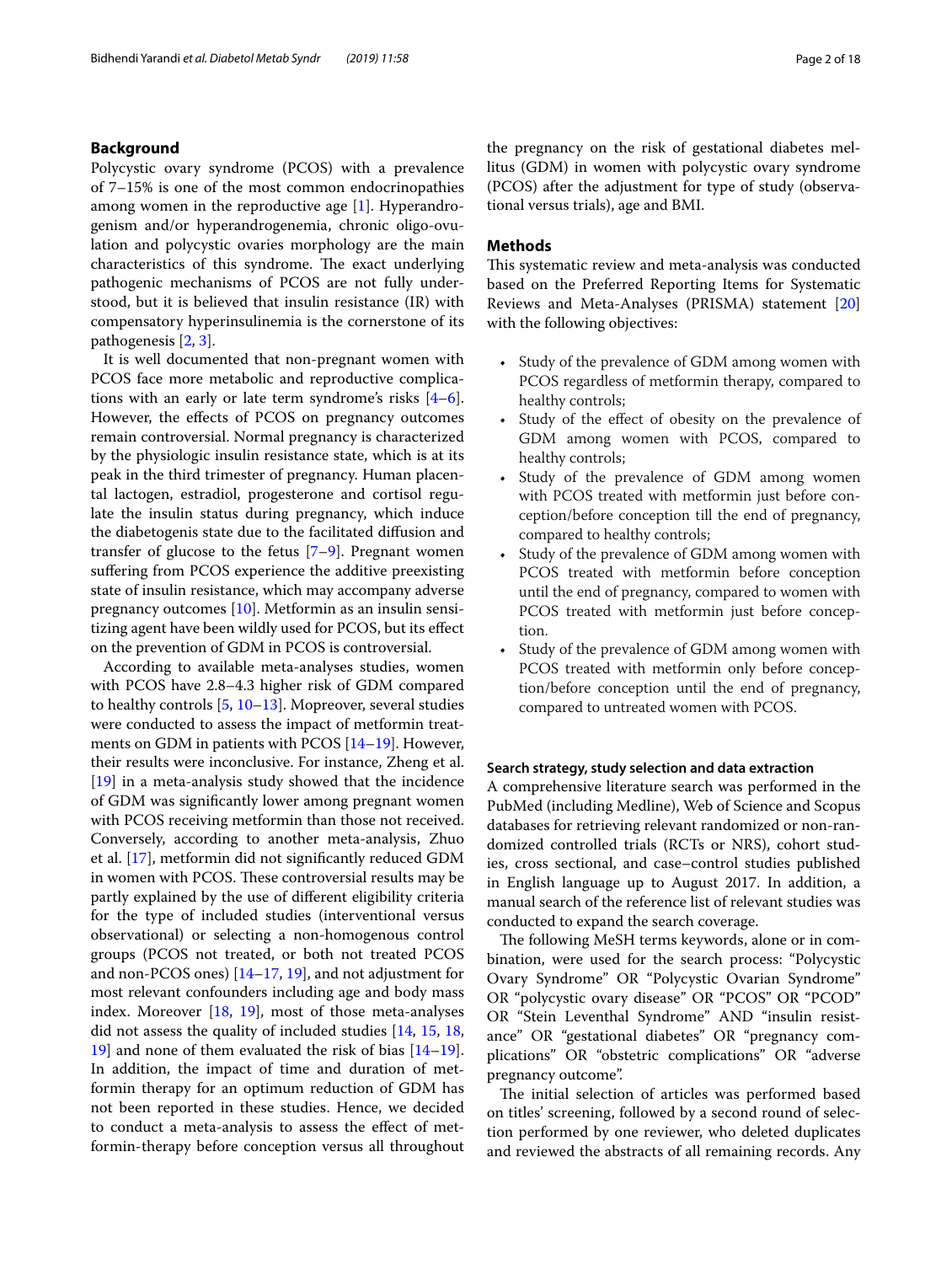## Background

Polycystic ovary syndrome (PCOS) with a prevalence of 7–15% is one of the most common endocrinopathies among women in the reproductive age [1]. Hyperandrogenism and/or hyperandrogenemia, chronic oligo-ovulation and polycystic ovaries morphology are the main characteristics of this syndrome. The exact underlying pathogenic mechanisms of PCOS are not fully understood, but it is believed that insulin resistance (IR) with compensatory hyperinsulinemia is the cornerstone of its pathogenesis [2, 3].

It is well documented that non-pregnant women with PCOS face more metabolic and reproductive complications with an early or late term syndrome's risks [4–6]. However, the effects of PCOS on pregnancy outcomes remain controversial. Normal pregnancy is characterized by the physiologic insulin resistance state, which is at its peak in the third trimester of pregnancy. Human placental lactogen, estradiol, progesterone and cortisol regulate the insulin status during pregnancy, which induce the diabetogenis state due to the facilitated diffusion and transfer of glucose to the fetus [7–9]. Pregnant women suffering from PCOS experience the additive preexisting state of insulin resistance, which may accompany adverse pregnancy outcomes [10]. Metformin as an insulin sensitizing agent have been wildly used for PCOS, but its effect on the prevention of GDM in PCOS is controversial.

According to available meta-analyses studies, women with PCOS have 2.8–4.3 higher risk of GDM compared to healthy controls [5, 10–13]. Mopreover, several studies were conducted to assess the impact of metformin treatments on GDM in patients with PCOS [14–19]. However, their results were inconclusive. For instance, Zheng et al. [19] in a meta-analysis study showed that the incidence of GDM was significantly lower among pregnant women with PCOS receiving metformin than those not received. Conversely, according to another meta-analysis, Zhuo et al. [17], metformin did not significantly reduced GDM in women with PCOS. These controversial results may be partly explained by the use of different eligibility criteria for the type of included studies (interventional versus observational) or selecting a non-homogenous control groups (PCOS not treated, or both not treated PCOS and non-PCOS ones) [14–17, 19], and not adjustment for most relevant confounders including age and body mass index. Moreover [18, 19], most of those meta-analyses did not assess the quality of included studies [14, 15, 18, 19] and none of them evaluated the risk of bias [14–19]. In addition, the impact of time and duration of metformin therapy for an optimum reduction of GDM has not been reported in these studies. Hence, we decided to conduct a meta-analysis to assess the effect of metformin-therapy before conception versus all throughout the pregnancy on the risk of gestational diabetes mellitus (GDM) in women with polycystic ovary syndrome (PCOS) after the adjustment for type of study (observational versus trials), age and BMI.

## Methods

This systematic review and meta-analysis was conducted based on the Preferred Reporting Items for Systematic Reviews and Meta-Analyses (PRISMA) statement [20] with the following objectives:

- Study of the prevalence of GDM among women with PCOS regardless of metformin therapy, compared to healthy controls;
- Study of the effect of obesity on the prevalence of GDM among women with PCOS, compared to healthy controls;
- Study of the prevalence of GDM among women with PCOS treated with metformin just before conception/before conception till the end of pregnancy, compared to healthy controls;
- Study of the prevalence of GDM among women with PCOS treated with metformin before conception until the end of pregnancy, compared to women with PCOS treated with metformin just before conception.
- Study of the prevalence of GDM among women with PCOS treated with metformin only before conception/before conception until the end of pregnancy, compared to untreated women with PCOS.

### Search strategy, study selection and data extraction

A comprehensive literature search was performed in the PubMed (including Medline), Web of Science and Scopus databases for retrieving relevant randomized or non-randomized controlled trials (RCTs or NRS), cohort studies, cross sectional, and case–control studies published in English language up to August 2017. In addition, a manual search of the reference list of relevant studies was conducted to expand the search coverage.

The following MeSH terms keywords, alone or in combination, were used for the search process: "Polycystic Ovary Syndrome" OR "Polycystic Ovarian Syndrome" OR "polycystic ovary disease" OR "PCOS" OR "PCOD" OR "Stein Leventhal Syndrome" AND "insulin resistance" OR "gestational diabetes" OR "pregnancy complications" OR "obstetric complications" OR "adverse pregnancy outcome".

The initial selection of articles was performed based on titles' screening, followed by a second round of selection performed by one reviewer, who deleted duplicates and reviewed the abstracts of all remaining records. Any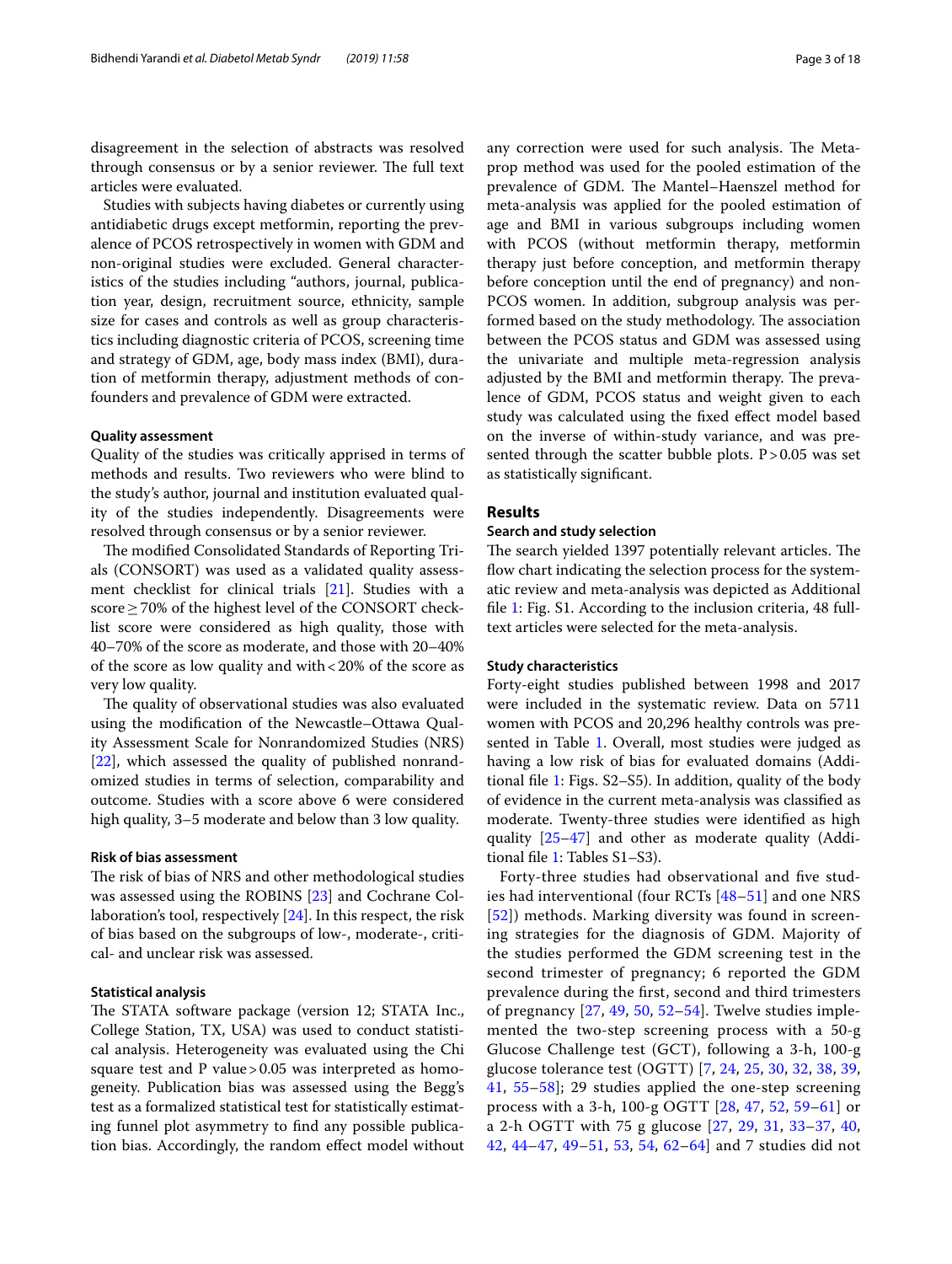disagreement in the selection of abstracts was resolved through consensus or by a senior reviewer. The full text articles were evaluated.

Studies with subjects having diabetes or currently using antidiabetic drugs except metformin, reporting the prevalence of PCOS retrospectively in women with GDM and non-original studies were excluded. General characteristics of the studies including "authors, journal, publication year, design, recruitment source, ethnicity, sample size for cases and controls as well as group characteristics including diagnostic criteria of PCOS, screening time and strategy of GDM, age, body mass index (BMI), duration of metformin therapy, adjustment methods of confounders and prevalence of GDM were extracted.

#### Quality assessment

Quality of the studies was critically apprised in terms of methods and results. Two reviewers who were blind to the study's author, journal and institution evaluated quality of the studies independently. Disagreements were resolved through consensus or by a senior reviewer.

The modified Consolidated Standards of Reporting Trials (CONSORT) was used as a validated quality assessment checklist for clinical trials [21]. Studies with a score ≥ 70% of the highest level of the CONSORT checklist score were considered as high quality, those with 40–70% of the score as moderate, and those with 20–40% of the score as low quality and with < 20% of the score as very low quality.

The quality of observational studies was also evaluated using the modification of the Newcastle–Ottawa Quality Assessment Scale for Nonrandomized Studies (NRS) [22], which assessed the quality of published nonrandomized studies in terms of selection, comparability and outcome. Studies with a score above 6 were considered high quality, 3–5 moderate and below than 3 low quality.

#### Risk of bias assessment

The risk of bias of NRS and other methodological studies was assessed using the ROBINS [23] and Cochrane Collaboration's tool, respectively [24]. In this respect, the risk of bias based on the subgroups of low-, moderate-, critical- and unclear risk was assessed.

#### Statistical analysis

The STATA software package (version 12; STATA Inc., College Station, TX, USA) was used to conduct statistical analysis. Heterogeneity was evaluated using the Chi square test and P value > 0.05 was interpreted as homogeneity. Publication bias was assessed using the Begg's test as a formalized statistical test for statistically estimating funnel plot asymmetry to find any possible publication bias. Accordingly, the random effect model without any correction were used for such analysis. The Metaprop method was used for the pooled estimation of the prevalence of GDM. The Mantel–Haenszel method for meta-analysis was applied for the pooled estimation of age and BMI in various subgroups including women with PCOS (without metformin therapy, metformin therapy just before conception, and metformin therapy before conception until the end of pregnancy) and non-PCOS women. In addition, subgroup analysis was performed based on the study methodology. The association between the PCOS status and GDM was assessed using the univariate and multiple meta-regression analysis adjusted by the BMI and metformin therapy. The prevalence of GDM, PCOS status and weight given to each study was calculated using the fixed effect model based on the inverse of within-study variance, and was presented through the scatter bubble plots. P > 0.05 was set as statistically significant.

## Results

#### Search and study selection

The search yielded 1397 potentially relevant articles. The flow chart indicating the selection process for the systematic review and meta-analysis was depicted as Additional file 1: Fig. S1. According to the inclusion criteria, 48 full-text articles were selected for the meta-analysis.

#### Study characteristics

Forty-eight studies published between 1998 and 2017 were included in the systematic review. Data on 5711 women with PCOS and 20,296 healthy controls was presented in Table 1. Overall, most studies were judged as having a low risk of bias for evaluated domains (Additional file 1: Figs. S2–S5). In addition, quality of the body of evidence in the current meta-analysis was classified as moderate. Twenty-three studies were identified as high quality [25–47] and other as moderate quality (Additional file 1: Tables S1–S3).

Forty-three studies had observational and five studies had interventional (four RCTs [48–51] and one NRS [52]) methods. Marking diversity was found in screening strategies for the diagnosis of GDM. Majority of the studies performed the GDM screening test in the second trimester of pregnancy; 6 reported the GDM prevalence during the first, second and third trimesters of pregnancy [27, 49, 50, 52–54]. Twelve studies implemented the two-step screening process with a 50-g Glucose Challenge test (GCT), following a 3-h, 100-g glucose tolerance test (OGTT) [7, 24, 25, 30, 32, 38, 39, 41, 55–58]; 29 studies applied the one-step screening process with a 3-h, 100-g OGTT [28, 47, 52, 59–61] or a 2-h OGTT with 75 g glucose [27, 29, 31, 33–37, 40, 42, 44–47, 49–51, 53, 54, 62–64] and 7 studies did not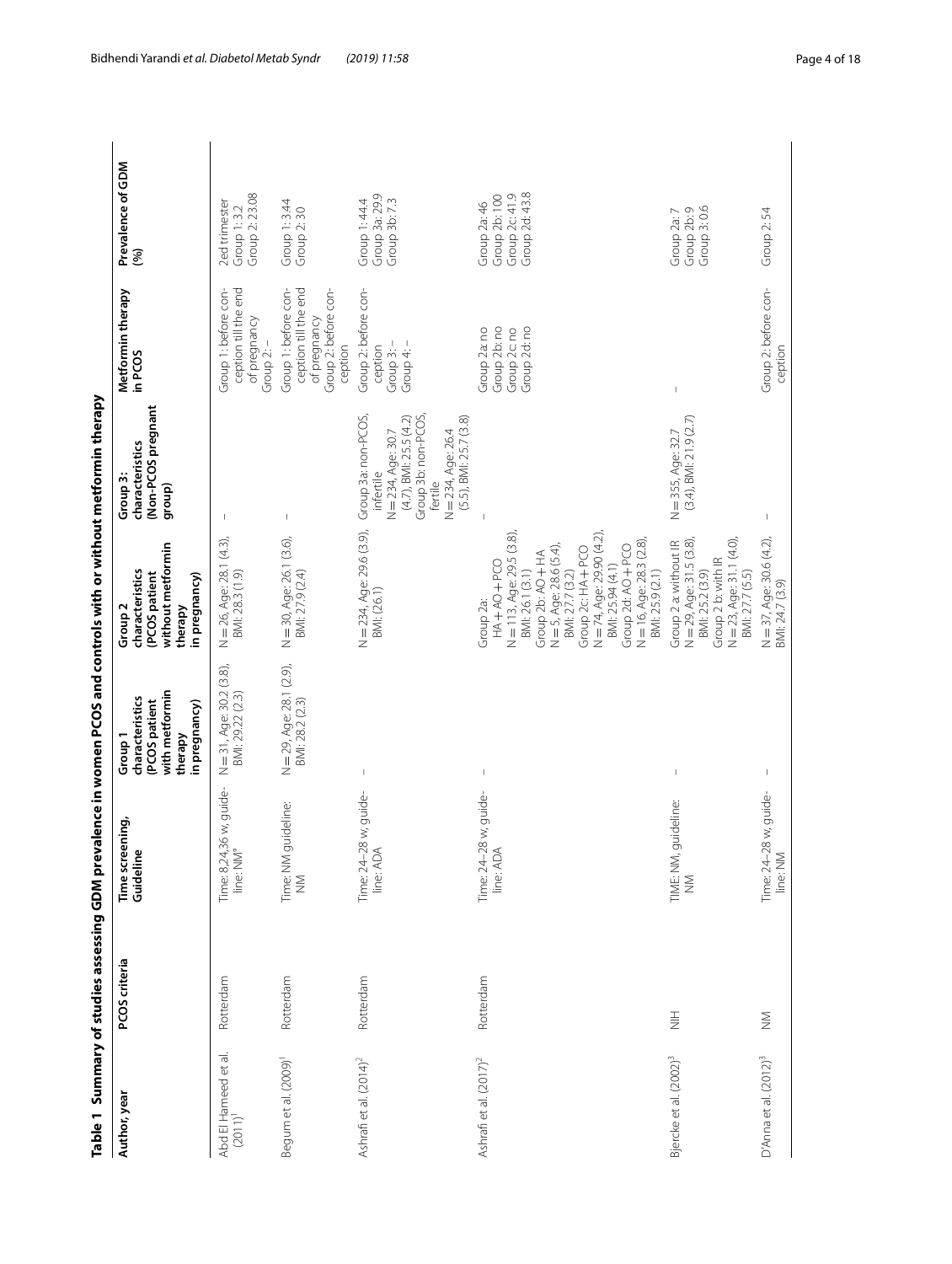**Table 1 Summary of studies assessing GDM prevalence in women PCOS and controls with or without metformin therapy**

| Author, year | PCOS criteria | Time screening, Guideline | Group 1 characteristics (PCOS patient with metformin therapy in pregnancy) | Group 2 characteristics (PCOS patient without metformin therapy in pregnancy) | Group 3: characteristics (Non-PCOS pregnant group) | Metformin therapy in PCOS | Prevalence of GDM (%) |
|---|---|---|---|---|---|---|---|
| Abd El Hameed et al. (2011)[1] | Rotterdam | Time: 8,24,36 w, guideline: NM[a] | N = 31, Age: 30.2 (3.8), BMI: 29.22 (2.3) | N = 26, Age: 28.1 (4.3), BMI: 28.3 (1.9) | – | Group 1: before conception till the end of pregnancy Group 2: – | 2ed trimester Group 1: 3.2 Group 2: 23.08 |
| Begum et al. (2009)[1] | Rotterdam | Time: NM guideline: NM | N = 29, Age: 28.1 (2.9), BMI: 28.2 (2.3) | N = 30, Age: 26.1 (3.6), BMI: 27.9 (2.4) | – | Group 1: before conception till the end of pregnancy Group 2: before conception | Group 1: 3.44 Group 2: 30 |
| Ashrafi et al. (2014)[2] | Rotterdam | Time: 24–28 w, guideline: ADA | – | N = 234, Age: 29.6 (3.9), BMI: (26.1) | Group 3a: non-PCOS, infertile N = 234, Age: 30.7 (4.7), BMI: 25.5 (4.2) Group 3b: non-PCOS, fertile N = 234, Age: 26.4 (5.5), BMI: 25.7 (3.8) | Group 2: before conception Group 3: – Group 4: – | Group 1: 44.4 Group 3a: 29.9 Group 3b: 7.3 |
| Ashrafi et al. (2017)[2] | Rotterdam | Time: 24–28 w, guideline: ADA | – | Group 2a: HA + AO + PCO N = 113, Age: 29.5 (3.8), BMI: 26.1 (3.1) Group 2b: AO + HA N = 5, Age: 28.6 (5.4), BMI: 27.7 (3.2) Group 2c: HA + PCO N = 74, Age: 29.90 (4.2), BMI: 25.94 (4.1) Group 2d: AO + PCO N = 16, Age: 28.3 (2.8), BMI: 25.9 (2.1) | – | Group 2a: no Group 2b: no Group 2c: no Group 2d: no | Group 2a: 46 Group 2b: 100 Group 2c: 41.9 Group 2d: 43.8 |
| Bjercke et al. (2002)[3] | NIH | TIME: NM, guideline: NM | – | Group 2 a: without IR N = 29, Age: 31.5 (3.8), BMI: 25.2 (3.9) Group 2 b: with IR N = 23, Age: 31.1 (4.0), BMI: 27.7 (5.5) | N = 355, Age: 32.7 (3.4), BMI: 21.9 (2.7) | – | Group 2a: 7 Group 2b: 9 Group 3: 0.6 |
| D'Anna et al. (2012)[3] | NM | Time: 24–28 w, guideline: NM | – | N = 37, Age: 30.6 (4.2), BMI: 24.7 (3.9) | – | Group 2: before conception | Group 2: 54 |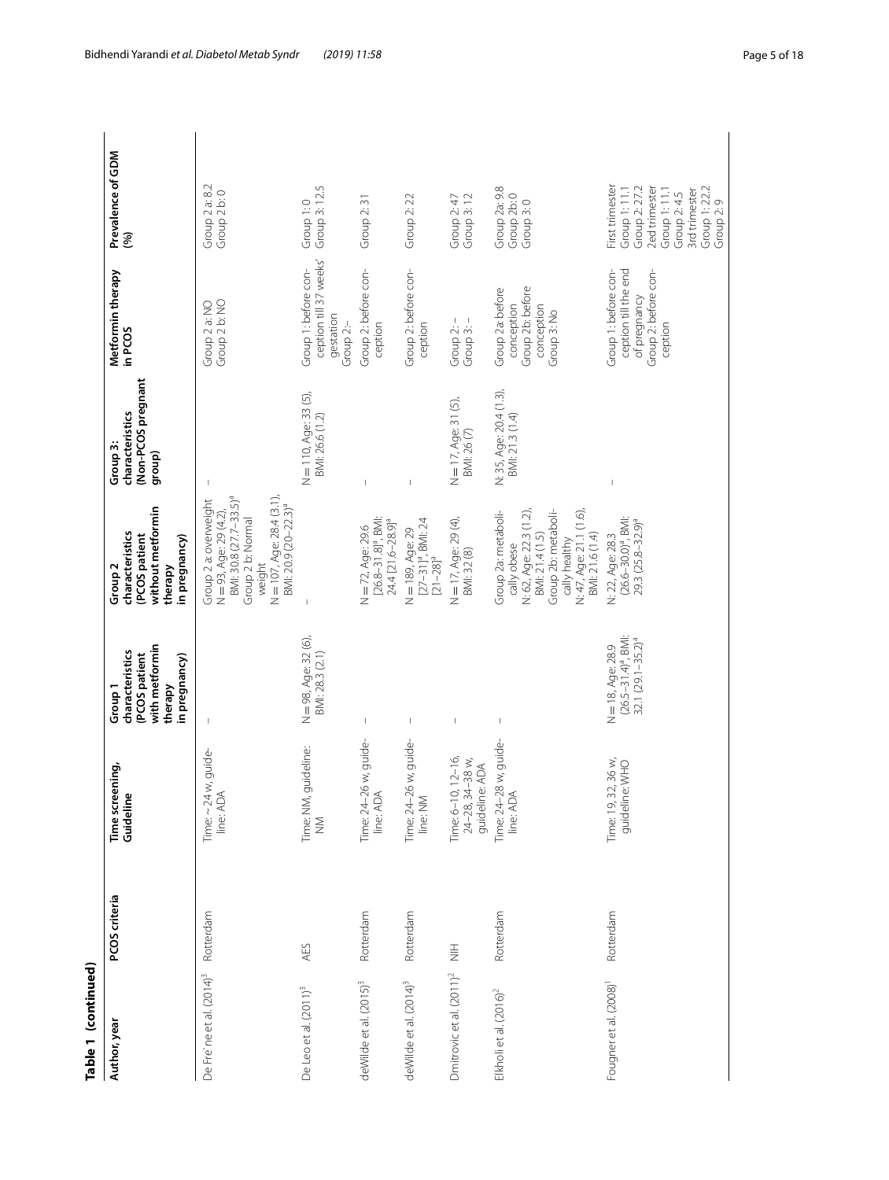**Table 1 (continued)**

| Author, year | PCOS criteria | Time screening, Guideline | Group 1 characteristics (PCOS patient with metformin therapy in pregnancy) | Group 2 characteristics (PCOS patient without metformin therapy in pregnancy) | Group 3: characteristics (Non-PCOS pregnant group) | Metformin therapy in PCOS | Prevalence of GDM (%) |
|---|---|---|---|---|---|---|---|
| De Fre`ne et al. (2014)[3] | Rotterdam | Time: ~24 w, guideline: ADA | – | Group 2 a: overweight N = 93, Age: 29 (4.2), BMI: 30.8 (27.7–33.5)[a] Group 2 b: Normal weight N = 107, Age: 28.4 (3.1), BMI: 20.9 (20–22.3)[a] | – | Group 2 a: NO Group 2 b: NO | Group 2 a: 8.2 Group 2 b: 0 |
| De Leo et al. (2011)[3] | AES | Time: NM, guideline: NM | N = 98, Age: 32 (6), BMI: 28.3 (2.1) | – | N = 110, Age: 33 (5), BMI: 26.6 (1.2) | Group 1: before conception till 37 weeks' gestation Group 2:- | Group 1: 0 Group 3: 12.5 |
| deWilde et al. (2015)[3] | Rotterdam | Time: 24–26 w, guideline: ADA | – | N = 72, Age: 29.6 [26.8–31.8][a], BMI: 24.4 [21.6–28.9][a] | – | Group 2: before conception | Group 2: 31 |
| deWilde et al. (2014)[3] | Rotterdam | Time: 24–26 w, guideline: NM | – | N = 189, Age: 29 [27–31][a], BMI: 24 [21–28][a] | – | Group 2: before conception | Group 2: 22 |
| Dmitrovic et al. (2011)[2] | NIH | Time: 6–10, 12–16, 24–28, 34–38 w, guideline: ADA | – | N = 17, Age: 29 (4), BMI: 32 (8) | N = 17, Age: 31 (5), BMI: 26 (7) | Group 2: – Group 3: – | Group 2: 47 Group 3: 12 |
| Elkholi et al. (2016)[2] | Rotterdam | Time: 24–28 w, guideline: ADA | – | Group 2a: metabolically obese N: 62, Age: 22.3 (1.2), BMI: 21.4 (1.5) Group 2b: metabolically healthy N: 47, Age: 21.1 (1.6), BMI: 21.6 (1.4) | N: 35, Age: 20.4 (1.3), BMI: 21.3 (1.4) | Group 2a: before conception Group 2b: before conception Group 3: No | Group 2a: 9.8 Group 2b: 0 Group 3: 0 |
| Fougner et al. (2008)[1] | Rotterdam | Time: 19, 32, 36 w, guideline: WHO | N = 18, Age: 28.9 (26.5–31.4)[a], BMI: 32.1 (29.1–35.2)[a] | N: 22, Age: 28.3 (26.6–30.0)[a], BMI: 29.3 (25.8–32.9)[a] | – | Group 1: before conception till the end of pregnancy Group 2: before conception | First trimester Group 1: 11.1 Group 2: 27.2 2ed trimester Group 1: 11.1 Group 2: 4.5 3rd trimester Group 1: 22.2 Group 2: 9 |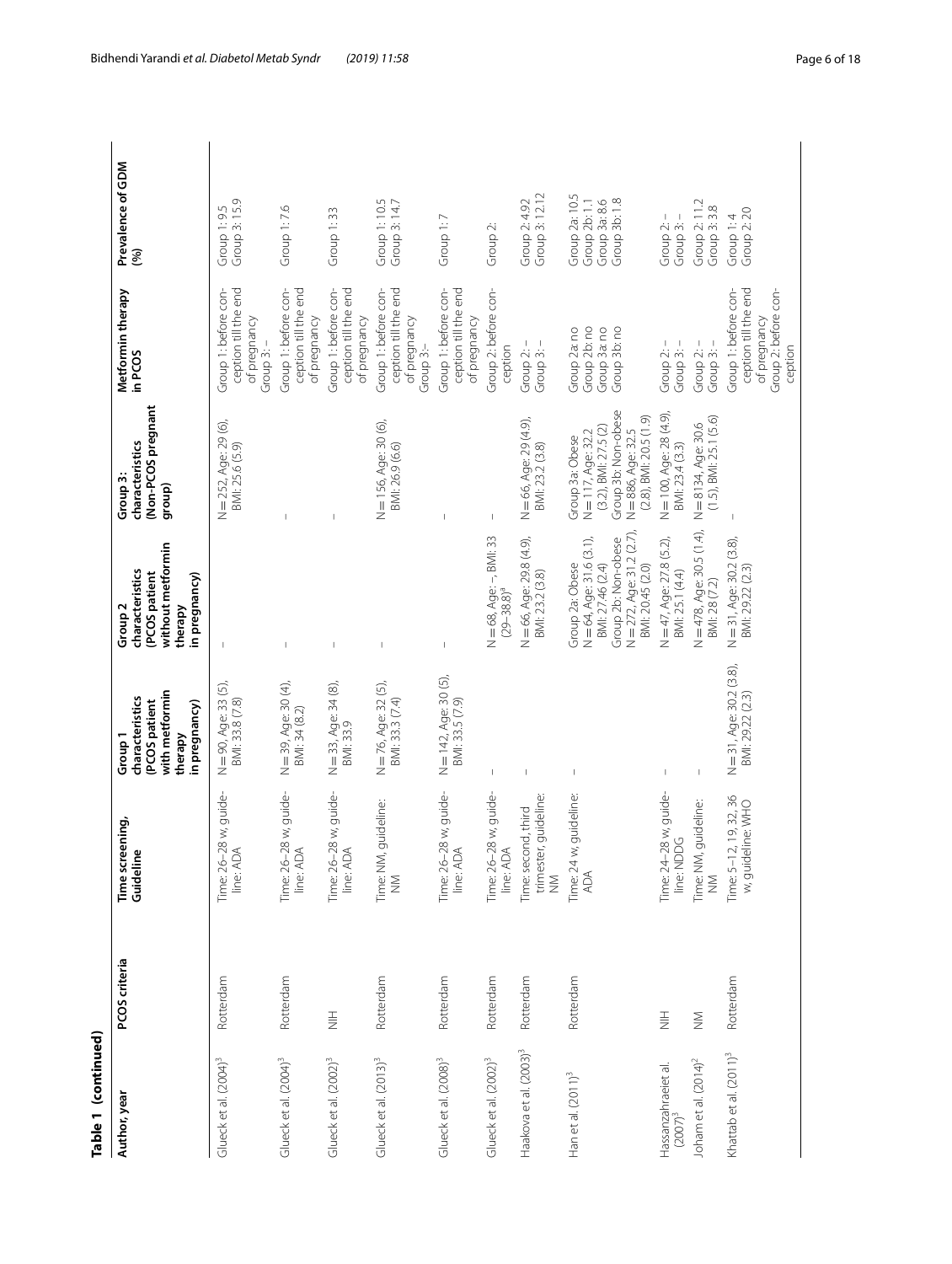**Table 1 (continued)**

| Author, year | PCOS criteria | Time screening, Guideline | Group 1 characteristics (PCOS patient with metformin therapy in pregnancy) | Group 2 characteristics (PCOS patient without metformin therapy in pregnancy) | Group 3: characteristics (Non-PCOS pregnant group) | Metformin therapy in PCOS | Prevalence of GDM (%) |
|---|---|---|---|---|---|---|---|
| Glueck et al. (2004)[3] | Rotterdam | Time: 26–28 w, guideline: ADA | N = 90, Age: 33 (5), BMI: 33.8 (7.8) | – | N = 252, Age: 29 (6), BMI: 25.6 (5.9) | Group 1: before conception till the end of pregnancy<br>Group 3: – | Group 1: 9.5<br>Group 3: 15.9 |
| Glueck et al. (2004)[3] | Rotterdam | Time: 26–28 w, guideline: ADA | N = 39, Age: 30 (4), BMI: 34 (8.2) | – | – | Group 1: before conception till the end of pregnancy | Group 1: 7.6 |
| Glueck et al. (2002)[3] | NIH | Time: 26–28 w, guideline: ADA | N = 33, Age: 34 (8), BMI: 33.9 | – | – | Group 1: before conception till the end of pregnancy | Group 1: 33 |
| Glueck et al. (2013)[3] | Rotterdam | Time: NM, guideline: NM | N = 76, Age: 32 (5), BMI: 33.3 (7.4) | – | N = 156, Age: 30 (6), BMI: 26.9 (6.6) | Group 1: before conception till the end of pregnancy<br>Group 3:- | Group 1: 10.5<br>Group 3: 14.7 |
| Glueck et al. (2008)[3] | Rotterdam | Time: 26–28 w, guideline: ADA | N = 142, Age: 30 (5), BMI: 33.5 (7.9) | – | – | Group 1: before conception till the end of pregnancy | Group 1: 7 |
| Glueck et al. (2002)[3] | Rotterdam | Time: 26–28 w, guideline: ADA | – | N = 68, Age: –, BMI: 33 (29–38.8)[a] | – | Group 2: before conception | Group 2: |
| Haakova et al. (2003)[3] | Rotterdam | Time: second, third trimester, guideline: NM | – | N = 66, Age: 29.8 (4.9), BMI: 23.2 (3.8) | N = 66, Age: 29 (4.9), BMI: 23.2 (3.8) | Group 2: –<br>Group 3: – | Group 2: 4.92<br>Group 3: 12.12 |
| Han et al. (2011)[3] | Rotterdam | Time: 24 w, guideline: ADA | – | Group 2a: Obese<br>N = 64, Age: 31.6 (3.1), BMI: 27.46 (2.4)<br>Group 2b: Non-obese<br>N = 272, Age: 31.2 (2.7), BMI: 20.45 (2.0) | Group 3a: Obese<br>N = 117, Age: 32.2 (3.2), BMI: 27.5 (2)<br>Group 3b: Non-obese<br>N = 886, Age: 32.5 (2.8), BMI: 20.5 (1.9) | Group 2a: no<br>Group 2b: no<br>Group 3a: no<br>Group 3b: no | Group 2a: 10.5<br>Group 2b: 1.1<br>Group 3a: 8.6<br>Group 3b: 1.8 |
| Hassanzahraeiet al. (2007)[3] | NIH | Time: 24–28 w, guideline: NDDG | – | N = 47, Age: 27.8 (5.2), BMI: 25.1 (4.4) | N = 100, Age: 28 (4.9), BMI: 23.4 (3.3) | Group 2: –<br>Group 3: – | Group 2: –<br>Group 3: – |
| Joham et al. (2014)[2] | NM | Time: NM, guideline: NM | – | N = 478, Age: 30.5 (1.4), BMI: 28 (7.2) | N = 8134, Age: 30.6 (1.5), BMI: 25.1 (5.6) | Group 2: –<br>Group 3: – | Group 2: 11.2<br>Group 3: 3.8 |
| Khattab et al. (2011)[3] | Rotterdam | Time: 5–12, 19, 32, 36 w, guideline: WHO | N = 31, Age: 30.2 (3.8), BMI: 29.22 (2.3) | N = 31, Age: 30.2 (3.8), BMI: 29.22 (2.3) | – | Group 1: before conception till the end of pregnancy<br>Group 2: before conception | Group 1: 4<br>Group 2: 20 |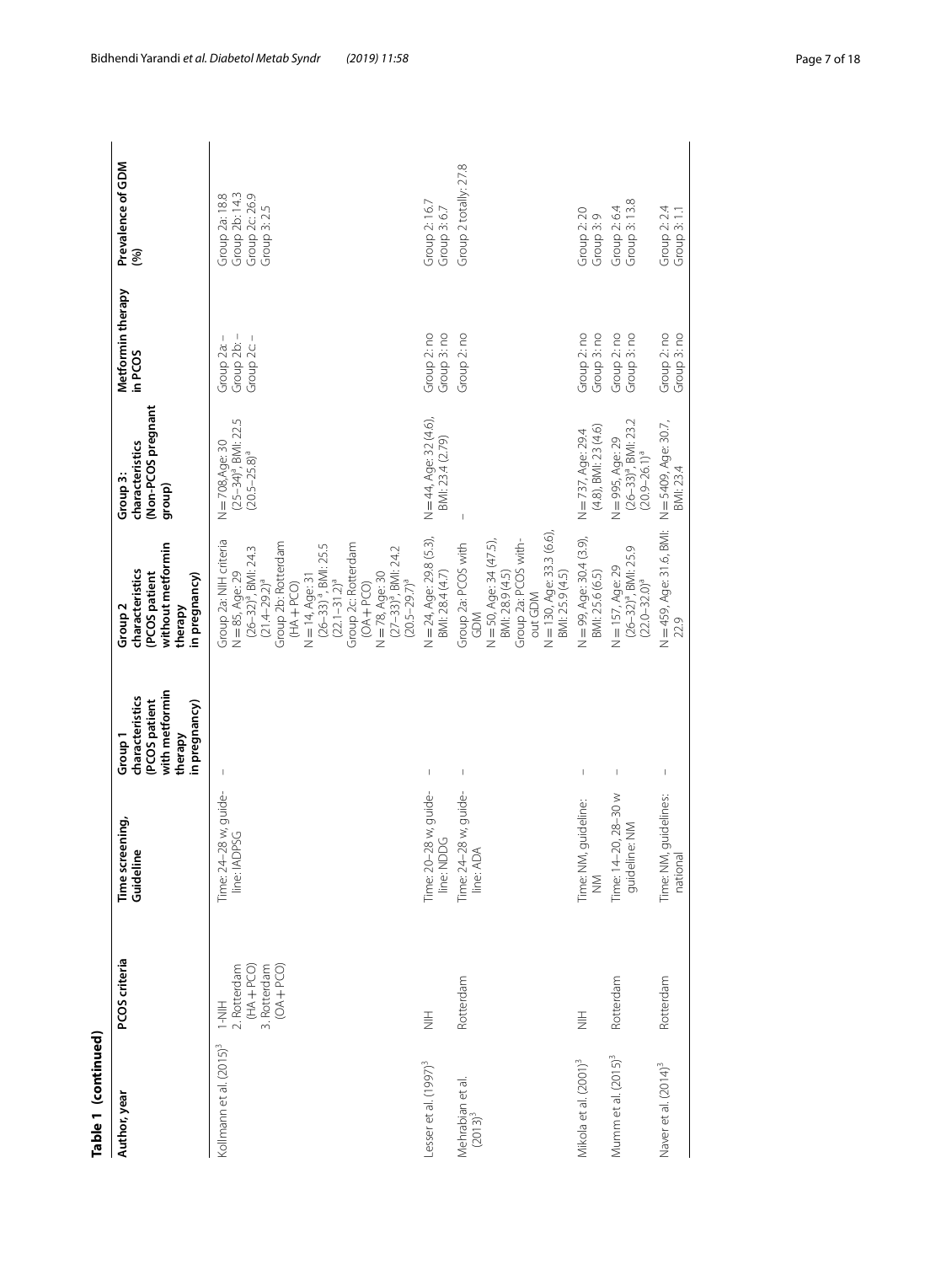**Table 1 (continued)**

| Author, year | PCOS criteria | Time screening, Guideline | Group 1 characteristics (PCOS patient with metformin therapy in pregnancy) | Group 2 characteristics (PCOS patient without metformin therapy in pregnancy) | Group 3: characteristics (Non-PCOS pregnant group) | Metformin therapy in PCOS | Prevalence of GDM (%) |
|---|---|---|---|---|---|---|---|
| Kollmann et al. (2015)[3] | 1-NIH 2. Rotterdam (HA + PCO) 3. Rotterdam (OA + PCO) | Time: 24–28 w, guideline: IADPSG | – | Group 2a: NIH criteria N = 85, Age: 29 (26–32)[a], BMI: 24.3 (21.4–29.2)[a] Group 2b: Rotterdam (HA + PCO) N = 14, Age: 31 (26–33)[a], BMI: 25.5 (22.1–31.2)[a] Group 2c: Rotterdam (OA + PCO) N = 78, Age: 30 (27–33)[a], BMI: 24.2 (20.5–29.7)[a] | N = 708, Age: 30 (25–34)[a], BMI: 22.5 (20.5–25.8)[a] | Group 2a: – Group 2b: – Group 2c: – | Group 2a: 18.8 Group 2b: 14.3 Group 2c: 26.9 Group 3: 2.5 |
| Lesser et al. (1997)[3] | NIH | Time: 20–28 w, guideline: NDDG | – | N = 24, Age: 29.8 (5.3), BMI: 28.4 (4.7) | N = 44, Age: 32 (4.6), BMI: 23.4 (2.79) | Group 2: no Group 3: no | Group 2: 16.7 Group 3: 6.7 |
| Mehrabian et al. (2013)[3] | Rotterdam | Time: 24–28 w, guideline: ADA | – | Group 2a: PCOS with GDM N = 50, Age: 34 (47.5), BMI: 28.9 (4.5) Group 2a: PCOS without GDM N = 130, Age: 33.3 (6.6), BMI: 25.9 (4.5) | – | Group 2: no | Group 2 totally: 27.8 |
| Mikola et al. (2001)[3] | NIH | Time: NM, guideline: NM | – | N = 99, Age: 30.4 (3.9), BMI: 25.6 (6.5) | N = 737, Age: 29.4 (4.8), BMI: 23 (4.6) | Group 2: no Group 3: no | Group 2: 20 Group 3: 9 |
| Mumm et al. (2015)[3] | Rotterdam | Time: 14–20, 28–30 w guideline: NM | – | N = 157, Age: 29 (26–32)[a], BMI: 25.9 (22.0–32.0)[a] | N = 995, Age: 29 (26–33)[a], BMI: 23.2 (20.9–26.1)[a] | Group 2: no Group 3: no | Group 2: 6.4 Group 3: 13.8 |
| Naver et al. (2014)[3] | Rotterdam | Time: NM, guidelines: national | – | N = 459, Age: 31.6, BMI: 22.9 | N = 5409, Age: 30.7, BMI: 23.4 | Group 2: no Group 3: no | Group 2: 2.4 Group 3: 1.1 |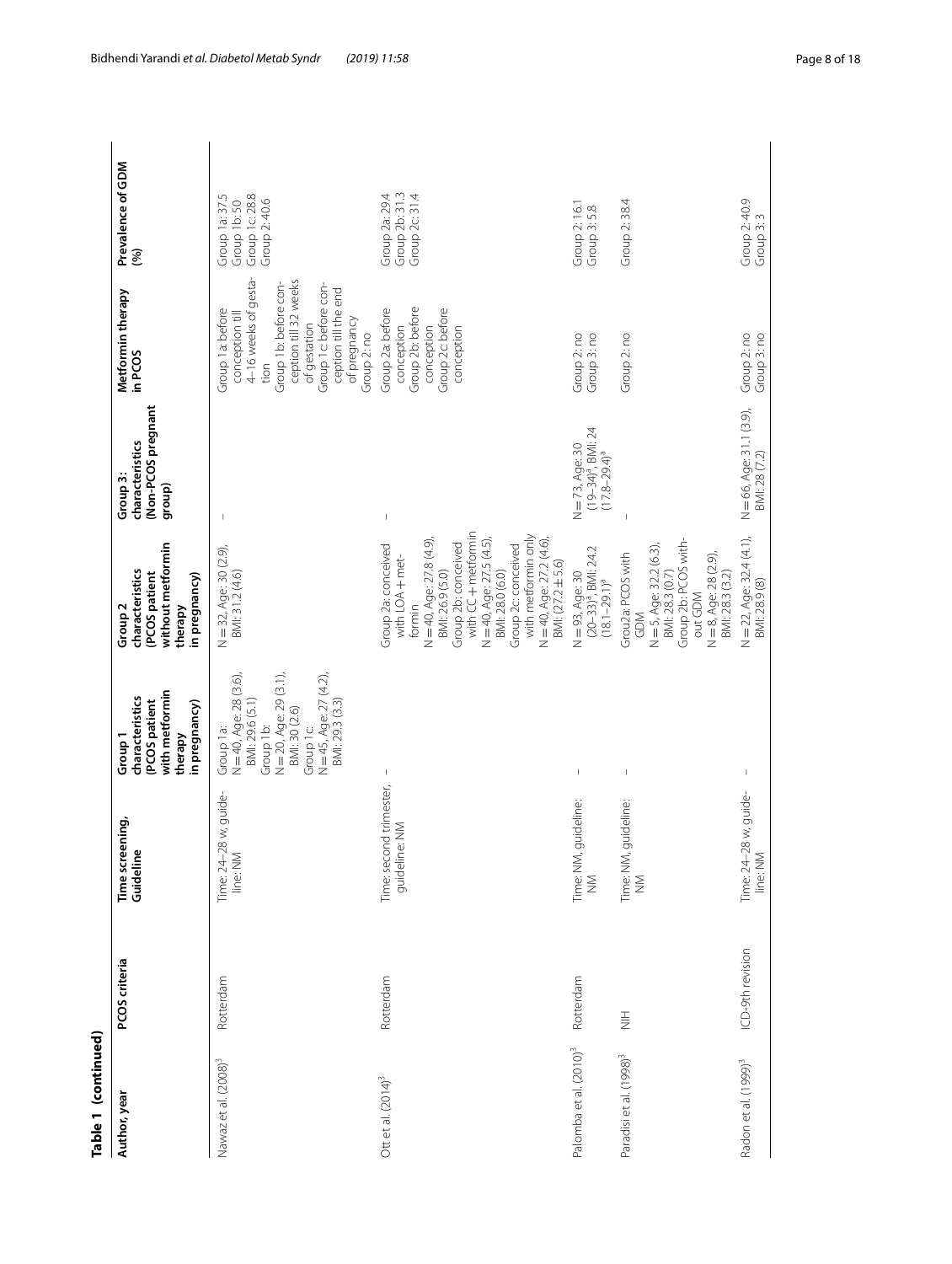**Table 1 (continued)**

| Author, year | PCOS criteria | Time screening, Guideline | Group 1 characteristics (PCOS patient with metformin therapy in pregnancy) | Group 2 characteristics (PCOS patient without metformin therapy in pregnancy) | Group 3: characteristics (Non-PCOS pregnant group) | Metformin therapy in PCOS | Prevalence of GDM (%) |
|---|---|---|---|---|---|---|---|
| Nawaz et al. (2008)[3] | Rotterdam | Time: 24–28 w, guideline: NM | Group 1a: N = 40, Age: 28 (3.6), BMI: 29.6 (5.1) Group 1b: N = 20, Age: 29 (3.1), BMI: 30 (2.6) Group 1c: N = 45, Age: 27 (4.2), BMI: 29.3 (3.3) | N = 32, Age: 30 (2.9), BMI: 31.2 (4.6) | – | Group 1a: before conception till 4–16 weeks of gestation Group 1b: before conception till 32 weeks of gestation Group 1c: before conception till the end of pregnancy Group 2: no | Group 1a: 37.5 Group 1b: 50 Group 1c: 28.8 Group 2: 40.6 |
| Ott et al. (2014)[3] | Rotterdam | Time: second trimester, guideline: NM | – | Group 2a: conceived with LOA + metformin N = 40, Age: 27.8 (4.9), BMI: 26.9 (5.0) Group 2b: conceived with CC + metformin N = 40, Age: 27.5 (4.5), BMI: 28.0 (6.0) Group 2c: conceived with metformin only N = 40, Age: 27.2 (4.6), BMI: (27.2 ± 5.6) | – | Group 2a: before conception Group 2b: before conception Group 2c: before conception | Group 2a: 29.4 Group 2b: 31.3 Group 2c: 31.4 |
| Palomba et al. (2010)[3] | Rotterdam | Time: NM, guideline: NM | – | N = 93, Age: 30 (20–33)[a], BMI: 24.2 (18.1–29.1)[a] | N = 73, Age: 30 (19–34)[a], BMI: 24 (17.8–29.4)[a] | Group 2: no Group 3: no | Group 2: 16.1 Group 3: 5.8 |
| Paradisi et al. (1998)[3] | NIH | Time: NM, guideline: NM | – | Grou2a: PCOS with GDM N = 5, Age: 32.2 (6.3), BMI: 28.3 (0.7) Group 2b: PCOS without GDM N = 8, Age: 28 (2.9), BMI: 28.3 (3.2) | – | Group 2: no | Group 2: 38.4 |
| Radon et al. (1999)[3] | ICD-9th revision | Time: 24–28 w, guideline: NM | – | N = 22, Age: 32.4 (4.1), BMI: 28.9 (8) | N = 66, Age: 31.1 (3.9), BMI: 28 (7.2) | Group 2: no Group 3: no | Group 2: 40.9 Group 3: 3 |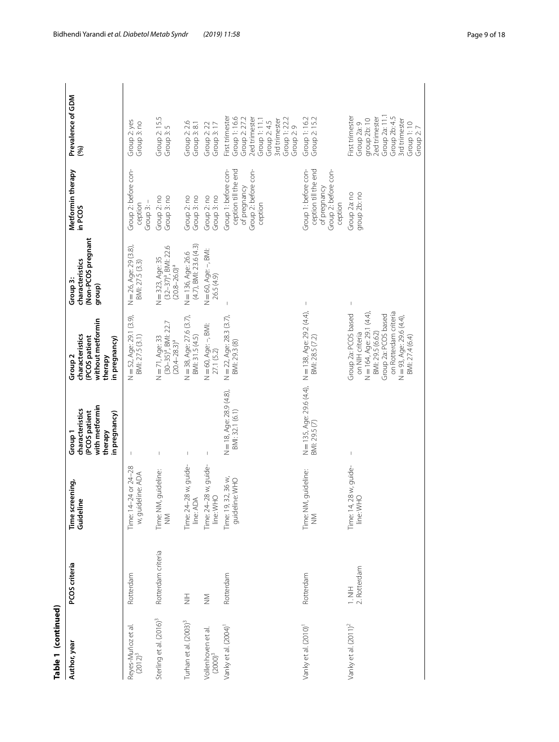**Table 1 (continued)**

| Author, year | PCOS criteria | Time screening, Guideline | Group 1 characteristics (PCOS patient with metformin therapy in pregnancy) | Group 2 characteristics (PCOS patient without metformin therapy in pregnancy) | Group 3: characteristics (Non-PCOS pregnant group) | Metformin therapy in PCOS | Prevalence of GDM (%) |
|---|---|---|---|---|---|---|---|
| Reyes-Muñoz et al. (2012)[3] | Rotterdam | Time: 14–24 or 24–28 w, guideline: ADA | – | N = 52, Age: 29.1 (3.9), BMI: 27.5 (3.1) | N = 26, Age: 29 (3.8), BMI: 27.5 (3.3) | Group 2: before conception<br>Group 3: – | Group 2: yes<br>Group 3: no |
| Sterling et al. (2016)[3] | Rotterdam criteria | Time: NM, guideline: NM | – | N = 71, Age: 33 (30–35)[a], BMI: 22.7 (20.4–28.3)[a] | N = 323, Age: 35 (32–37)[a], BMI: 22.6 (20.8–26.0)[a] | Group 2: no<br>Group 3: no | Group 2: 15.5<br>Group 3: 5 |
| Turhan et al. (2003)[3] | NIH | Time: 24–28 w, guideline: ADA | – | N = 38, Age: 27.6 (3.7), BMI: 31.5 (4.5) | N = 136, Age: 26.6 (4.7), BMI: 23.6 (4.3) | Group 2: no<br>Group 3: no | Group 2: 2.6<br>Group 3: 8.1 |
| Vollenhoven et al. (2000)[3] | NM | Time: 24–28 w, guideline: WHO | – | N = 60, Age: –, BMI: 27.1 (5.2) | N = 60, Age: –, BMI: 26.5 (4.9) | Group 2: no<br>Group 3: no | Group 2: 22<br>Group 3: 17 |
| Vanky et al. (2004)[1] | Rotterdam | Time: 19, 32, 36 w, guideline: WHO | N = 18, Age: 28.9 (4.8), BMI: 32.1 (6.1) | N = 22, Age: 28.3 (3.7), BMI: 29.3 (8) | – | Group 1: before conception till the end of pregnancy<br>Group 2: before conception | First trimester<br>Group 1: 16.6<br>Group 2: 27.2<br>2ed trimester<br>Group 1: 11.1<br>Group 2: 4.5<br>3rd trimester<br>Group 1: 22.2<br>Group 2: 9 |
| Vanky et al. (2010)[1] | Rotterdam | Time: NM, guideline: NM | N = 135, Age: 29.6 (4.4), BMI: 29.5 (7) | N = 138, Age: 29.2 (4.4), BMI: 28.5 (7.2) | – | Group 1: before conception till the end of pregnancy<br>Group 2: before conception | Group 1: 16.2<br>Group 2: 15.2 |
| Vanky et al. (2011)[2] | 1. NIH<br>2. Rotterdam | Time: 14, 28 w, guideline: WHO | – | Group 2a: PCOS based on NIH criteria<br>N = 164, Age: 29.1 (4.4), BMI: 29.5 (6.62)<br>Group 2a: PCOS based on Rotterdam criteria<br>N = 93, Age: 29.6 (4.4), BMI: 27.4 (6.4) | – | Group 2a: no<br>group 2b: no | First trimester<br>Group 2a: 9<br>group 2b: 10<br>2ed trimester<br>Group 2a: 11.1<br>Group 2b: 4.5<br>3rd trimester<br>Group 1: 10<br>Group 2: 7 |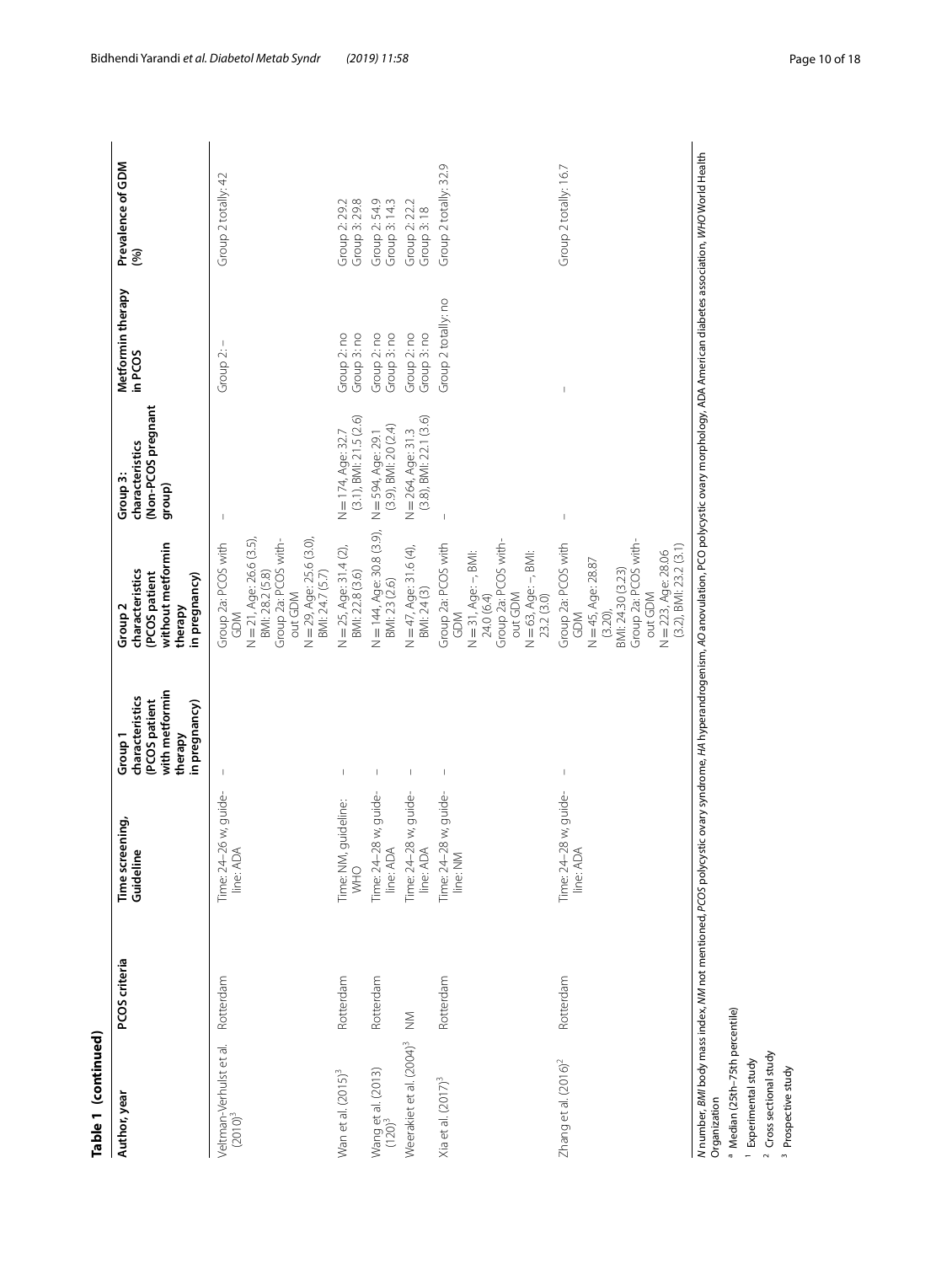**Table 1 (continued)**

| Author, year | PCOS criteria | Time screening, Guideline | Group 1 characteristics (PCOS patient with metformin therapy in pregnancy) | Group 2 characteristics (PCOS patient without metformin therapy in pregnancy) | Group 3: characteristics (Non-PCOS pregnant group) | Metformin therapy in PCOS | Prevalence of GDM (%) |
|---|---|---|---|---|---|---|---|
| Veltman-Verhulst et al. (2010)[3] | Rotterdam | Time: 24–26 w, guideline: ADA | – | Group 2a: PCOS with GDM N = 21, Age: 26.6 (3.5), BMI: 28.2 (5.8) Group 2a: PCOS without GDM N = 29, Age: 25.6 (3.0), BMI: 24.7 (5.7) | – | Group 2: – | Group 2 totally: 42 |
| Wan et al. (2015)[3] | Rotterdam | Time: NM, guideline: WHO | – | N = 25, Age: 31.4 (2), BMI: 22.8 (3.6) | N = 174, Age: 32.7 (3.1), BMI: 21.5 (2.6) | Group 2: no Group 3: no | Group 2: 29.2 Group 3: 29.8 |
| Wang et al. (2013) (120)[3] | Rotterdam | Time: 24–28 w, guideline: ADA | – | N = 144, Age: 30.8 (3.9), BMI: 23 (2.6) | N = 594, Age: 29.1 (3.9), BMI: 20 (2.4) | Group 2: no Group 3: no | Group 2: 54.9 Group 3: 14.3 |
| Weerakiet et al. (2004)[3] | NM | Time: 24–28 w, guideline: ADA | – | N = 47, Age: 31.6 (4), BMI: 24 (3) | N = 264, Age: 31.3 (3.8), BMI: 22.1 (3.6) | Group 2: no Group 3: no | Group 2: 22.2 Group 3: 18 |
| Xia et al. (2017)[3] | Rotterdam | Time: 24–28 w, guideline: NM | – | Group 2a: PCOS with GDM N = 31, Age: –, BMI: 24.0 (6.4) Group 2a: PCOS without GDM N = 63, Age: –, BMI: 23.2 (3.0) | – | Group 2 totally: no | Group 2 totally: 32.9 |
| Zhang et al. (2016)[2] | Rotterdam | Time: 24–28 w, guideline: ADA | – | Group 2a: PCOS with GDM N = 45, Age: 28.87 (3.20), BMI: 24.30 (3.23) Group 2a: PCOS without GDM N = 223, Age: 28.06 (3.2), BMI: 23.2 (3.1) | – | – | Group 2 totally: 16.7 |

*N* number, *BMI* body mass index, *NM* not mentioned, *PCOS* polycystic ovary syndrome, *HA* hyperandrogenism, *AO* anovulation, *PCO* polycystic ovary morphology, *ADA* American diabetes association, *WHO* World Health Organization

[a] Median (25th–75th percentile)

[1] Experimental study

[2] Cross sectional study

[3] Prospective study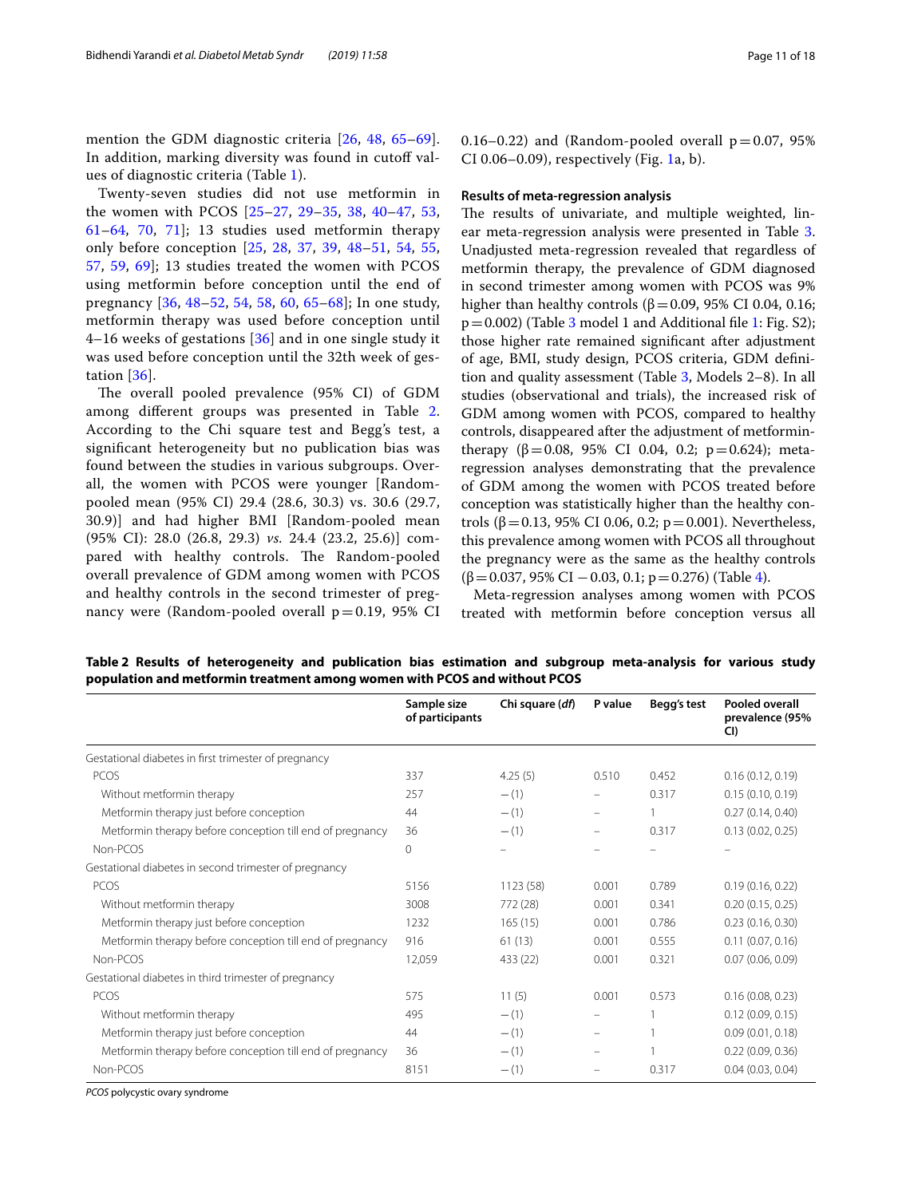mention the GDM diagnostic criteria [26, 48, 65–69]. In addition, marking diversity was found in cutoff values of diagnostic criteria (Table 1).

Twenty-seven studies did not use metformin in the women with PCOS [25–27, 29–35, 38, 40–47, 53, 61–64, 70, 71]; 13 studies used metformin therapy only before conception [25, 28, 37, 39, 48–51, 54, 55, 57, 59, 69]; 13 studies treated the women with PCOS using metformin before conception until the end of pregnancy [36, 48–52, 54, 58, 60, 65–68]; In one study, metformin therapy was used before conception until 4–16 weeks of gestations [36] and in one single study it was used before conception until the 32th week of gestation [36].

The overall pooled prevalence (95% CI) of GDM among different groups was presented in Table 2. According to the Chi square test and Begg's test, a significant heterogeneity but no publication bias was found between the studies in various subgroups. Overall, the women with PCOS were younger [Random-pooled mean (95% CI) 29.4 (28.6, 30.3) vs. 30.6 (29.7, 30.9)] and had higher BMI [Random-pooled mean (95% CI): 28.0 (26.8, 29.3) *vs.* 24.4 (23.2, 25.6)] compared with healthy controls. The Random-pooled overall prevalence of GDM among women with PCOS and healthy controls in the second trimester of pregnancy were (Random-pooled overall p = 0.19, 95% CI 0.16–0.22) and (Random-pooled overall p = 0.07, 95% CI 0.06–0.09), respectively (Fig. 1a, b).

### Results of meta-regression analysis

The results of univariate, and multiple weighted, linear meta-regression analysis were presented in Table 3. Unadjusted meta-regression revealed that regardless of metformin therapy, the prevalence of GDM diagnosed in second trimester among women with PCOS was 9% higher than healthy controls (β = 0.09, 95% CI 0.04, 0.16; p = 0.002) (Table 3 model 1 and Additional file 1: Fig. S2); those higher rate remained significant after adjustment of age, BMI, study design, PCOS criteria, GDM definition and quality assessment (Table 3, Models 2–8). In all studies (observational and trials), the increased risk of GDM among women with PCOS, compared to healthy controls, disappeared after the adjustment of metformin-therapy (β = 0.08, 95% CI 0.04, 0.2; p = 0.624); meta-regression analyses demonstrating that the prevalence of GDM among the women with PCOS treated before conception was statistically higher than the healthy controls (β = 0.13, 95% CI 0.06, 0.2; p = 0.001). Nevertheless, this prevalence among women with PCOS all throughout the pregnancy were as the same as the healthy controls (β = 0.037, 95% CI −0.03, 0.1; p = 0.276) (Table 4).

Meta-regression analyses among women with PCOS treated with metformin before conception versus all

**Table 2 Results of heterogeneity and publication bias estimation and subgroup meta-analysis for various study population and metformin treatment among women with PCOS and without PCOS**

| | Sample size of participants | Chi square (*df*) | P value | Begg's test | Pooled overall prevalence (95% CI) |
|---|---|---|---|---|---|
| Gestational diabetes in first trimester of pregnancy | | | | | |
| PCOS | 337 | 4.25 (5) | 0.510 | 0.452 | 0.16 (0.12, 0.19) |
| Without metformin therapy | 257 | − (1) | – | 0.317 | 0.15 (0.10, 0.19) |
| Metformin therapy just before conception | 44 | − (1) | – | 1 | 0.27 (0.14, 0.40) |
| Metformin therapy before conception till end of pregnancy | 36 | − (1) | – | 0.317 | 0.13 (0.02, 0.25) |
| Non-PCOS | 0 | – | – | – | – |
| Gestational diabetes in second trimester of pregnancy | | | | | |
| PCOS | 5156 | 1123 (58) | 0.001 | 0.789 | 0.19 (0.16, 0.22) |
| Without metformin therapy | 3008 | 772 (28) | 0.001 | 0.341 | 0.20 (0.15, 0.25) |
| Metformin therapy just before conception | 1232 | 165 (15) | 0.001 | 0.786 | 0.23 (0.16, 0.30) |
| Metformin therapy before conception till end of pregnancy | 916 | 61 (13) | 0.001 | 0.555 | 0.11 (0.07, 0.16) |
| Non-PCOS | 12,059 | 433 (22) | 0.001 | 0.321 | 0.07 (0.06, 0.09) |
| Gestational diabetes in third trimester of pregnancy | | | | | |
| PCOS | 575 | 11 (5) | 0.001 | 0.573 | 0.16 (0.08, 0.23) |
| Without metformin therapy | 495 | − (1) | – | 1 | 0.12 (0.09, 0.15) |
| Metformin therapy just before conception | 44 | − (1) | – | 1 | 0.09 (0.01, 0.18) |
| Metformin therapy before conception till end of pregnancy | 36 | − (1) | – | 1 | 0.22 (0.09, 0.36) |
| Non-PCOS | 8151 | − (1) | – | 0.317 | 0.04 (0.03, 0.04) |

*PCOS* polycystic ovary syndrome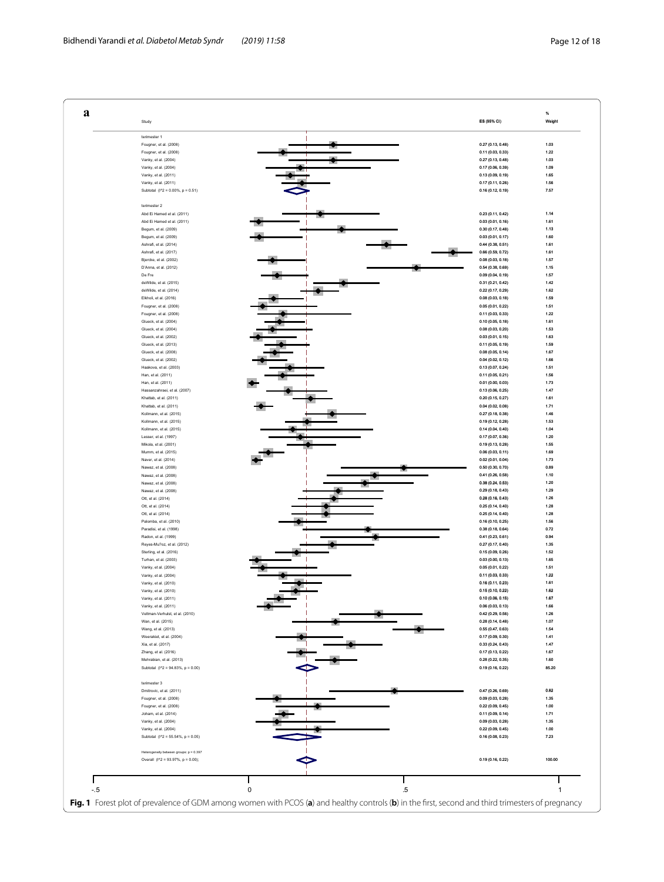**a**

| Study | ES (95% CI) | % Weight |
|---|---|---|
| **terimester 1** | | |
| Fougner, et al. (2008) | 0.27 (0.13, 0.48) | 1.03 |
| Fougner, et al. (2008) | 0.11 (0.03, 0.33) | 1.22 |
| Vanky, et al. (2004) | 0.27 (0.13, 0.48) | 1.03 |
| Vanky, et al. (2004) | 0.17 (0.06, 0.39) | 1.09 |
| Vanky, et al. (2011) | 0.13 (0.09, 0.19) | 1.65 |
| Vanky, et al. (2011) | 0.17 (0.11, 0.26) | 1.56 |
| Subtotal (I^2 = 0.00%, p = 0.51) | 0.16 (0.12, 0.19) | 7.57 |
| **terimester 2** | | |
| Abd Ei Hamed et al. (2011) | 0.23 (0.11, 0.42) | 1.14 |
| Abd Ei Hamed et al. (2011) | 0.03 (0.01, 0.16) | 1.61 |
| Begum, et al. (2009) | 0.30 (0.17, 0.48) | 1.13 |
| Begum, et al. (2009) | 0.03 (0.01, 0.17) | 1.60 |
| Ashrafi, et al. (2014) | 0.44 (0.38, 0.51) | 1.61 |
| Ashrafi, et al. (2017) | 0.66 (0.59, 0.72) | 1.61 |
| Bjercke, et al. (2002) | 0.08 (0.03, 0.18) | 1.57 |
| D'Anna, et al. (2012) | 0.54 (0.38, 0.69) | 1.15 |
| De Fre | 0.09 (0.04, 0.19) | 1.57 |
| deWilde, et al. (2015) | 0.31 (0.21, 0.42) | 1.42 |
| deWilde, et al. (2014) | 0.22 (0.17, 0.29) | 1.62 |
| Elkholi, et al. (2016) | 0.08 (0.03, 0.18) | 1.59 |
| Fougner, et al. (2008) | 0.05 (0.01, 0.22) | 1.51 |
| Fougner, et al. (2008) | 0.11 (0.03, 0.33) | 1.22 |
| Glueck, et al. (2004) | 0.10 (0.05, 0.18) | 1.61 |
| Glueck, et al. (2004) | 0.08 (0.03, 0.20) | 1.53 |
| Glueck, et al. (2002) | 0.03 (0.01, 0.15) | 1.63 |
| Glueck, et al. (2013) | 0.11 (0.05, 0.19) | 1.59 |
| Glueck, et al. (2008) | 0.08 (0.05, 0.14) | 1.67 |
| Glueck, et al. (2002) | 0.04 (0.02, 0.12) | 1.66 |
| Haakova, et al. (2003) | 0.13 (0.07, 0.24) | 1.51 |
| Han, et al. (2011) | 0.11 (0.05, 0.21) | 1.56 |
| Han, et al. (2011) | 0.01 (0.00, 0.03) | 1.73 |
| Hassanzahraei, et al. (2007) | 0.13 (0.06, 0.25) | 1.47 |
| Khattab, et al. (2011) | 0.20 (0.15, 0.27) | 1.61 |
| Khattab, et al. (2011) | 0.04 (0.02, 0.08) | 1.71 |
| Kollmann, et al. (2015) | 0.27 (0.18, 0.38) | 1.46 |
| Kollmann, et al. (2015) | 0.19 (0.12, 0.28) | 1.53 |
| Kollmann, et al. (2015) | 0.14 (0.04, 0.40) | 1.04 |
| Lesser, et al. (1997) | 0.17 (0.07, 0.36) | 1.20 |
| Mikola, et al. (2001) | 0.19 (0.13, 0.28) | 1.55 |
| Mumm, et al. (2015) | 0.06 (0.03, 0.11) | 1.69 |
| Naver, et al. (2014) | 0.02 (0.01, 0.04) | 1.73 |
| Nawaz, et al. (2008) | 0.50 (0.30, 0.70) | 0.89 |
| Nawaz, et al. (2008) | 0.41 (0.26, 0.58) | 1.10 |
| Nawaz, et al. (2008) | 0.38 (0.24, 0.53) | 1.20 |
| Nawaz, et al. (2008) | 0.29 (0.18, 0.43) | 1.29 |
| Ott, et al. (2014) | 0.28 (0.16, 0.43) | 1.26 |
| Ott, et al. (2014) | 0.25 (0.14, 0.40) | 1.28 |
| Ott, et al. (2014) | 0.25 (0.14, 0.40) | 1.28 |
| Palomba, et al. (2010) | 0.16 (0.10, 0.25) | 1.56 |
| Paradisi, et al. (1998) | 0.38 (0.18, 0.64) | 0.72 |
| Radon, et al. (1999) | 0.41 (0.23, 0.61) | 0.94 |
| Reyes-Mu?oz, et al. (2012) | 0.27 (0.17, 0.40) | 1.35 |
| Sterling, et al. (2016) | 0.15 (0.09, 0.26) | 1.52 |
| Turhan, et al. (2003) | 0.03 (0.00, 0.13) | 1.65 |
| Vanky, et al. (2004) | 0.05 (0.01, 0.22) | 1.51 |
| Vanky, et al. (2004) | 0.11 (0.03, 0.33) | 1.22 |
| Vanky, et al. (2010) | 0.16 (0.11, 0.23) | 1.61 |
| Vanky, et al. (2010) | 0.15 (0.10, 0.22) | 1.62 |
| Vanky, et al. (2011) | 0.10 (0.06, 0.15) | 1.67 |
| Vanky, et al. (2011) | 0.06 (0.03, 0.13) | 1.66 |
| Veltman-Verhulst, et al. (2010) | 0.42 (0.29, 0.56) | 1.26 |
| Wan, et al. (2015) | 0.28 (0.14, 0.48) | 1.07 |
| Wang, et al. (2013) | 0.55 (0.47, 0.63) | 1.54 |
| Weerakiet, et al. (2004) | 0.17 (0.09, 0.30) | 1.41 |
| Xia, et al. (2017) | 0.33 (0.24, 0.43) | 1.47 |
| Zhang, et al. (2016) | 0.17 (0.13, 0.22) | 1.67 |
| Mehrabian, et al. (2013) | 0.28 (0.22, 0.35) | 1.60 |
| Subtotal (I^2 = 94.83%, p = 0.00) | 0.19 (0.16, 0.22) | 85.20 |
| **terimester 3** | | |
| Dmitrovic, et al. (2011) | 0.47 (0.26, 0.69) | 0.82 |
| Fougner, et al. (2008) | 0.09 (0.03, 0.28) | 1.35 |
| Fougner, et al. (2008) | 0.22 (0.09, 0.45) | 1.00 |
| Joham, et al. (2014) | 0.11 (0.09, 0.14) | 1.71 |
| Vanky, et al. (2004) | 0.09 (0.03, 0.28) | 1.35 |
| Vanky, et al. (2004) | 0.22 (0.09, 0.45) | 1.00 |
| Subtotal (I^2 = 55.54%, p = 0.05) | 0.16 (0.08, 0.23) | 7.23 |
| Heterogeneity between groups: p = 0.397 | | |
| Overall (I^2 = 93.97%, p = 0.00); | 0.19 (0.16, 0.22) | 100.00 |

**Fig. 1** Forest plot of prevalence of GDM among women with PCOS (**a**) and healthy controls (**b**) in the first, second and third trimesters of pregnancy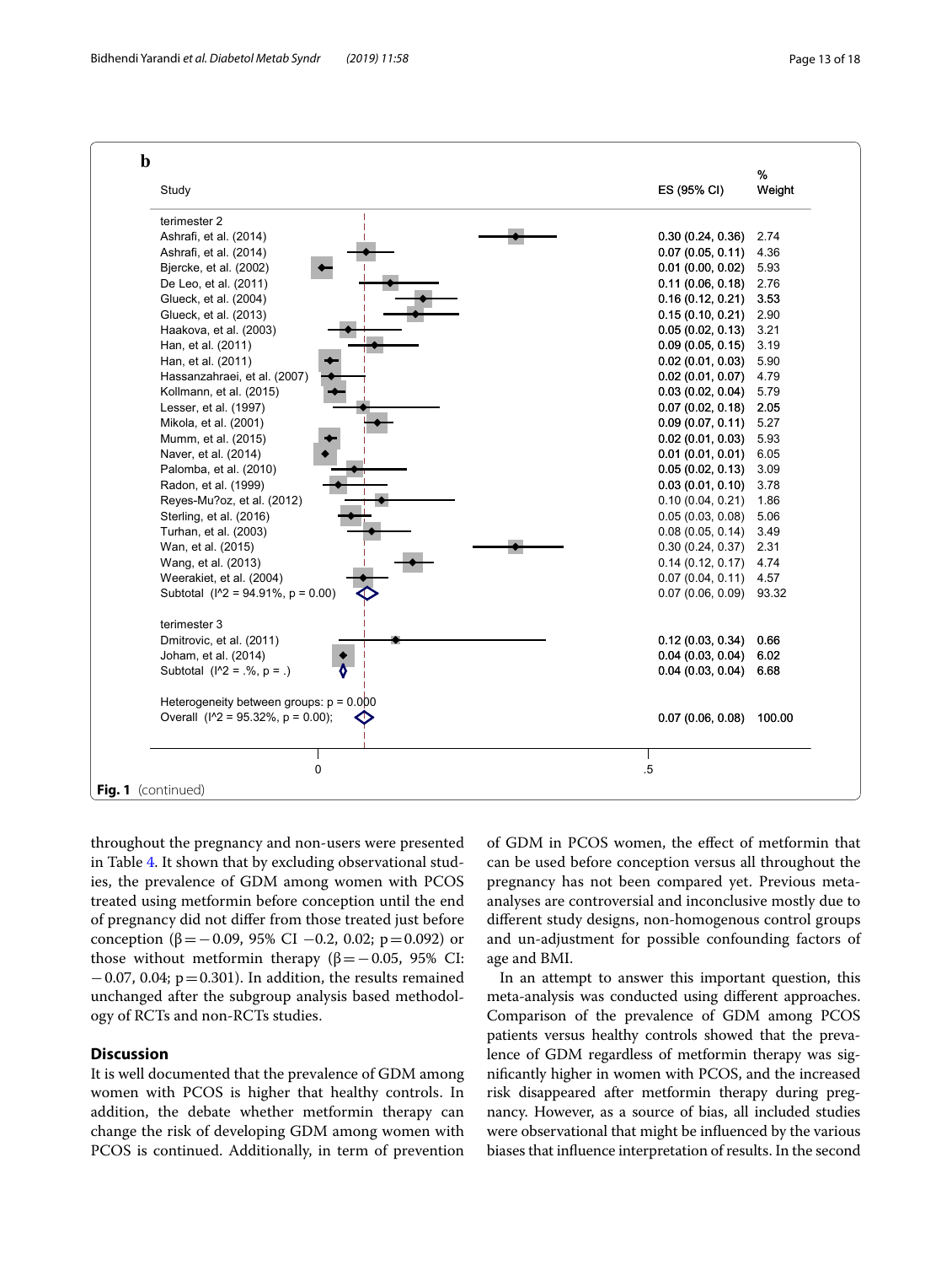**b**

| Study | ES (95% CI) | % Weight |
|---|---|---|
| terimester 2 | | |
| Ashrafi, et al. (2014) | 0.30 (0.24, 0.36) | 2.74 |
| Ashrafi, et al. (2014) | 0.07 (0.05, 0.11) | 4.36 |
| Bjercke, et al. (2002) | 0.01 (0.00, 0.02) | 5.93 |
| De Leo, et al. (2011) | 0.11 (0.06, 0.18) | 2.76 |
| Glueck, et al. (2004) | 0.16 (0.12, 0.21) | 3.53 |
| Glueck, et al. (2013) | 0.15 (0.10, 0.21) | 2.90 |
| Haakova, et al. (2003) | 0.05 (0.02, 0.13) | 3.21 |
| Han, et al. (2011) | 0.09 (0.05, 0.15) | 3.19 |
| Han, et al. (2011) | 0.02 (0.01, 0.03) | 5.90 |
| Hassanzahraei, et al. (2007) | 0.02 (0.01, 0.07) | 4.79 |
| Kollmann, et al. (2015) | 0.03 (0.02, 0.04) | 5.79 |
| Lesser, et al. (1997) | 0.07 (0.02, 0.18) | 2.05 |
| Mikola, et al. (2001) | 0.09 (0.07, 0.11) | 5.27 |
| Mumm, et al. (2015) | 0.02 (0.01, 0.03) | 5.93 |
| Naver, et al. (2014) | 0.01 (0.01, 0.01) | 6.05 |
| Palomba, et al. (2010) | 0.05 (0.02, 0.13) | 3.09 |
| Radon, et al. (1999) | 0.03 (0.01, 0.10) | 3.78 |
| Reyes-Mu?oz, et al. (2012) | 0.10 (0.04, 0.21) | 1.86 |
| Sterling, et al. (2016) | 0.05 (0.03, 0.08) | 5.06 |
| Turhan, et al. (2003) | 0.08 (0.05, 0.14) | 3.49 |
| Wan, et al. (2015) | 0.30 (0.24, 0.37) | 2.31 |
| Wang, et al. (2013) | 0.14 (0.12, 0.17) | 4.74 |
| Weerakiet, et al. (2004) | 0.07 (0.04, 0.11) | 4.57 |
| Subtotal (I^2 = 94.91%, p = 0.00) | 0.07 (0.06, 0.09) | 93.32 |
| terimester 3 | | |
| Dmitrovic, et al. (2011) | 0.12 (0.03, 0.34) | 0.66 |
| Joham, et al. (2014) | 0.04 (0.03, 0.04) | 6.02 |
| Subtotal (I^2 = .%, p = .) | 0.04 (0.03, 0.04) | 6.68 |
| Heterogeneity between groups: p = 0.000 | | |
| Overall (I^2 = 95.32%, p = 0.00); | 0.07 (0.06, 0.08) | 100.00 |

**Fig. 1** (continued)

throughout the pregnancy and non-users were presented in Table 4. It shown that by excluding observational studies, the prevalence of GDM among women with PCOS treated using metformin before conception until the end of pregnancy did not differ from those treated just before conception ($\beta = -0.09$, 95% CI $-0.2$, 0.02; $p = 0.092$) or those without metformin therapy ($\beta = -0.05$, 95% CI: $-0.07$, 0.04; $p = 0.301$). In addition, the results remained unchanged after the subgroup analysis based methodology of RCTs and non-RCTs studies.

## Discussion

It is well documented that the prevalence of GDM among women with PCOS is higher that healthy controls. In addition, the debate whether metformin therapy can change the risk of developing GDM among women with PCOS is continued. Additionally, in term of prevention of GDM in PCOS women, the effect of metformin that can be used before conception versus all throughout the pregnancy has not been compared yet. Previous meta-analyses are controversial and inconclusive mostly due to different study designs, non-homogenous control groups and un-adjustment for possible confounding factors of age and BMI.

In an attempt to answer this important question, this meta-analysis was conducted using different approaches. Comparison of the prevalence of GDM among PCOS patients versus healthy controls showed that the prevalence of GDM regardless of metformin therapy was significantly higher in women with PCOS, and the increased risk disappeared after metformin therapy during pregnancy. However, as a source of bias, all included studies were observational that might be influenced by the various biases that influence interpretation of results. In the second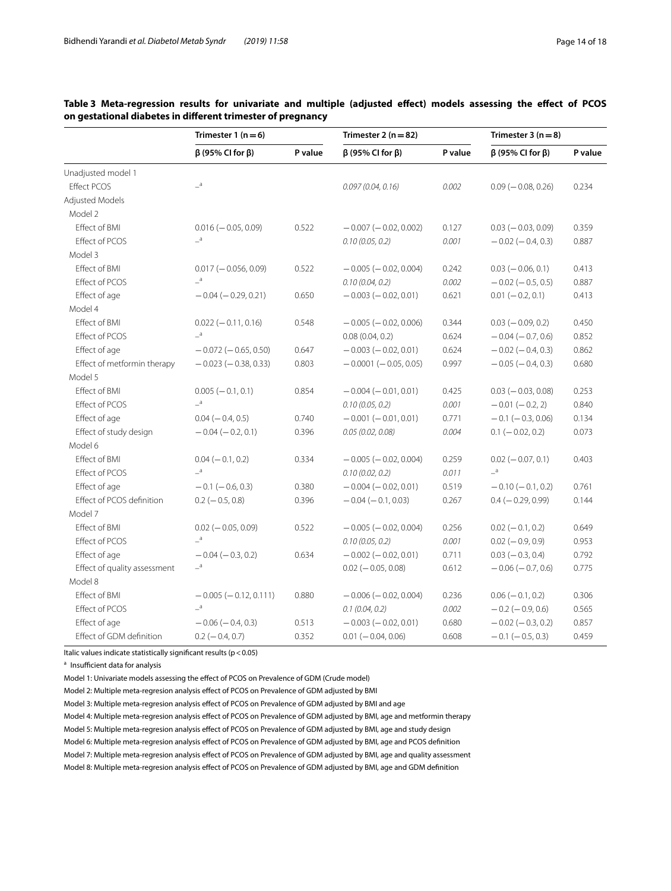**Table 3 Meta-regression results for univariate and multiple (adjusted effect) models assessing the effect of PCOS on gestational diabetes in different trimester of pregnancy**

| | Trimester 1 (n = 6) | | Trimester 2 (n = 82) | | Trimester 3 (n = 8) | |
|---|---|---|---|---|---|---|
| | β (95% CI for β) | P value | β (95% CI for β) | P value | β (95% CI for β) | P value |
| Unadjusted model 1 | | | | | | |
| Effect PCOS | –[a] | | *0.097 (0.04, 0.16)* | *0.002* | 0.09 (− 0.08, 0.26) | 0.234 |
| Adjusted Models | | | | | | |
| Model 2 | | | | | | |
| Effect of BMI | 0.016 (− 0.05, 0.09) | 0.522 | − 0.007 (− 0.02, 0.002) | 0.127 | 0.03 (− 0.03, 0.09) | 0.359 |
| Effect of PCOS | –[a] | | *0.10 (0.05, 0.2)* | *0.001* | − 0.02 (− 0.4, 0.3) | 0.887 |
| Model 3 | | | | | | |
| Effect of BMI | 0.017 (− 0.056, 0.09) | 0.522 | − 0.005 (− 0.02, 0.004) | 0.242 | 0.03 (− 0.06, 0.1) | 0.413 |
| Effect of PCOS | –[a] | | *0.10 (0.04, 0.2)* | *0.002* | − 0.02 (− 0.5, 0.5) | 0.887 |
| Effect of age | − 0.04 (− 0.29, 0.21) | 0.650 | − 0.003 (− 0.02, 0.01) | 0.621 | 0.01 (− 0.2, 0.1) | 0.413 |
| Model 4 | | | | | | |
| Effect of BMI | 0.022 (− 0.11, 0.16) | 0.548 | − 0.005 (− 0.02, 0.006) | 0.344 | 0.03 (− 0.09, 0.2) | 0.450 |
| Effect of PCOS | –[a] | | 0.08 (0.04, 0.2) | 0.624 | − 0.04 (− 0.7, 0.6) | 0.852 |
| Effect of age | − 0.072 (− 0.65, 0.50) | 0.647 | − 0.003 (− 0.02, 0.01) | 0.624 | − 0.02 (− 0.4, 0.3) | 0.862 |
| Effect of metformin therapy | − 0.023 (− 0.38, 0.33) | 0.803 | − 0.0001 (− 0.05, 0.05) | 0.997 | − 0.05 (− 0.4, 0.3) | 0.680 |
| Model 5 | | | | | | |
| Effect of BMI | 0.005 (− 0.1, 0.1) | 0.854 | − 0.004 (− 0.01, 0.01) | 0.425 | 0.03 (− 0.03, 0.08) | 0.253 |
| Effect of PCOS | –[a] | | *0.10 (0.05, 0.2)* | *0.001* | − 0.01 (− 0.2, 2) | 0.840 |
| Effect of age | 0.04 (− 0.4, 0.5) | 0.740 | − 0.001 (− 0.01, 0.01) | 0.771 | − 0.1 (− 0.3, 0.06) | 0.134 |
| Effect of study design | − 0.04 (− 0.2, 0.1) | 0.396 | *0.05 (0.02, 0.08)* | *0.004* | 0.1 (− 0.02, 0.2) | 0.073 |
| Model 6 | | | | | | |
| Effect of BMI | 0.04 (− 0.1, 0.2) | 0.334 | − 0.005 (− 0.02, 0.004) | 0.259 | 0.02 (− 0.07, 0.1) | 0.403 |
| Effect of PCOS | –[a] | | *0.10 (0.02, 0.2)* | *0.011* | –[a] | |
| Effect of age | − 0.1 (− 0.6, 0.3) | 0.380 | − 0.004 (− 0.02, 0.01) | 0.519 | − 0.10 (− 0.1, 0.2) | 0.761 |
| Effect of PCOS definition | 0.2 (− 0.5, 0.8) | 0.396 | − 0.04 (− 0.1, 0.03) | 0.267 | 0.4 (− 0.29, 0.99) | 0.144 |
| Model 7 | | | | | | |
| Effect of BMI | 0.02 (− 0.05, 0.09) | 0.522 | − 0.005 (− 0.02, 0.004) | 0.256 | 0.02 (− 0.1, 0.2) | 0.649 |
| Effect of PCOS | –[a] | | *0.10 (0.05, 0.2)* | *0.001* | 0.02 (− 0.9, 0.9) | 0.953 |
| Effect of age | − 0.04 (− 0.3, 0.2) | 0.634 | − 0.002 (− 0.02, 0.01) | 0.711 | 0.03 (− 0.3, 0.4) | 0.792 |
| Effect of quality assessment | –[a] | | 0.02 (− 0.05, 0.08) | 0.612 | − 0.06 (− 0.7, 0.6) | 0.775 |
| Model 8 | | | | | | |
| Effect of BMI | − 0.005 (− 0.12, 0.111) | 0.880 | − 0.006 (− 0.02, 0.004) | 0.236 | 0.06 (− 0.1, 0.2) | 0.306 |
| Effect of PCOS | –[a] | | *0.1 (0.04, 0.2)* | *0.002* | − 0.2 (− 0.9, 0.6) | 0.565 |
| Effect of age | − 0.06 (− 0.4, 0.3) | 0.513 | − 0.003 (− 0.02, 0.01) | 0.680 | − 0.02 (− 0.3, 0.2) | 0.857 |
| Effect of GDM definition | 0.2 (− 0.4, 0.7) | 0.352 | 0.01 (− 0.04, 0.06) | 0.608 | − 0.1 (− 0.5, 0.3) | 0.459 |

Italic values indicate statistically significant results ($p < 0.05$)

[a] Insufficient data for analysis

Model 1: Univariate models assessing the effect of PCOS on Prevalence of GDM (Crude model)

Model 2: Multiple meta-regresion analysis effect of PCOS on Prevalence of GDM adjusted by BMI

Model 3: Multiple meta-regresion analysis effect of PCOS on Prevalence of GDM adjusted by BMI and age

Model 4: Multiple meta-regresion analysis effect of PCOS on Prevalence of GDM adjusted by BMI, age and metformin therapy

Model 5: Multiple meta-regresion analysis effect of PCOS on Prevalence of GDM adjusted by BMI, age and study design

Model 6: Multiple meta-regresion analysis effect of PCOS on Prevalence of GDM adjusted by BMI, age and PCOS definition

Model 7: Multiple meta-regresion analysis effect of PCOS on Prevalence of GDM adjusted by BMI, age and quality assessment

Model 8: Multiple meta-regresion analysis effect of PCOS on Prevalence of GDM adjusted by BMI, age and GDM definition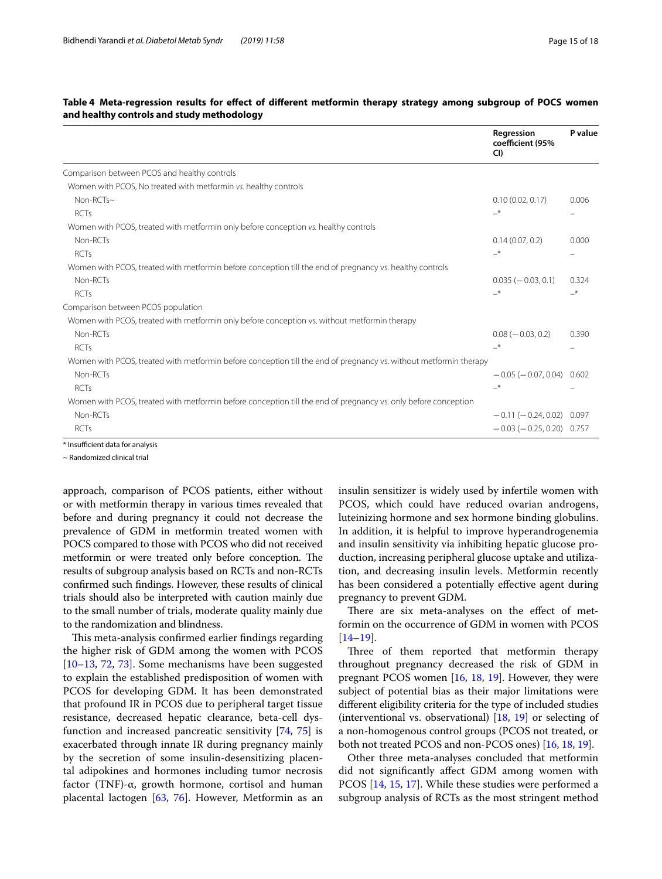**Table 4 Meta-regression results for effect of different metformin therapy strategy among subgroup of POCS women and healthy controls and study methodology**

| | Regression coefficient (95% CI) | P value |
|---|---|---|
| Comparison between PCOS and healthy controls | | |
| Women with PCOS, No treated with metformin *vs.* healthy controls | | |
| Non-RCTs~ | 0.10 (0.02, 0.17) | 0.006 |
| RCTs | –* | – |
| Women with PCOS, treated with metformin only before conception *vs.* healthy controls | | |
| Non-RCTs | 0.14 (0.07, 0.2) | 0.000 |
| RCTs | –* | – |
| Women with PCOS, treated with metformin before conception till the end of pregnancy vs. healthy controls | | |
| Non-RCTs | 0.035 (− 0.03, 0.1) | 0.324 |
| RCTs | –* | –* |
| Comparison between PCOS population | | |
| Women with PCOS, treated with metformin only before conception vs. without metformin therapy | | |
| Non-RCTs | 0.08 (− 0.03, 0.2) | 0.390 |
| RCTs | –* | – |
| Women with PCOS, treated with metformin before conception till the end of pregnancy vs. without metformin therapy | | |
| Non-RCTs | − 0.05 (− 0.07, 0.04) | 0.602 |
| RCTs | –* | – |
| Women with PCOS, treated with metformin before conception till the end of pregnancy vs. only before conception | | |
| Non-RCTs | − 0.11 (− 0.24, 0.02) | 0.097 |
| RCTs | − 0.03 (− 0.25, 0.20) | 0.757 |

\* Insufficient data for analysis

~ Randomized clinical trial

approach, comparison of PCOS patients, either without or with metformin therapy in various times revealed that before and during pregnancy it could not decrease the prevalence of GDM in metformin treated women with POCS compared to those with PCOS who did not received metformin or were treated only before conception. The results of subgroup analysis based on RCTs and non-RCTs confirmed such findings. However, these results of clinical trials should also be interpreted with caution mainly due to the small number of trials, moderate quality mainly due to the randomization and blindness.

This meta-analysis confirmed earlier findings regarding the higher risk of GDM among the women with PCOS [10–13, 72, 73]. Some mechanisms have been suggested to explain the established predisposition of women with PCOS for developing GDM. It has been demonstrated that profound IR in PCOS due to peripheral target tissue resistance, decreased hepatic clearance, beta-cell dysfunction and increased pancreatic sensitivity [74, 75] is exacerbated through innate IR during pregnancy mainly by the secretion of some insulin-desensitizing placental adipokines and hormones including tumor necrosis factor (TNF)-α, growth hormone, cortisol and human placental lactogen [63, 76]. However, Metformin as an insulin sensitizer is widely used by infertile women with PCOS, which could have reduced ovarian androgens, luteinizing hormone and sex hormone binding globulins. In addition, it is helpful to improve hyperandrogenemia and insulin sensitivity via inhibiting hepatic glucose production, increasing peripheral glucose uptake and utilization, and decreasing insulin levels. Metformin recently has been considered a potentially effective agent during pregnancy to prevent GDM.

There are six meta-analyses on the effect of metformin on the occurrence of GDM in women with PCOS [14–19].

Three of them reported that metformin therapy throughout pregnancy decreased the risk of GDM in pregnant PCOS women [16, 18, 19]. However, they were subject of potential bias as their major limitations were different eligibility criteria for the type of included studies (interventional vs. observational) [18, 19] or selecting of a non-homogenous control groups (PCOS not treated, or both not treated PCOS and non-PCOS ones) [16, 18, 19].

Other three meta-analyses concluded that metformin did not significantly affect GDM among women with PCOS [14, 15, 17]. While these studies were performed a subgroup analysis of RCTs as the most stringent method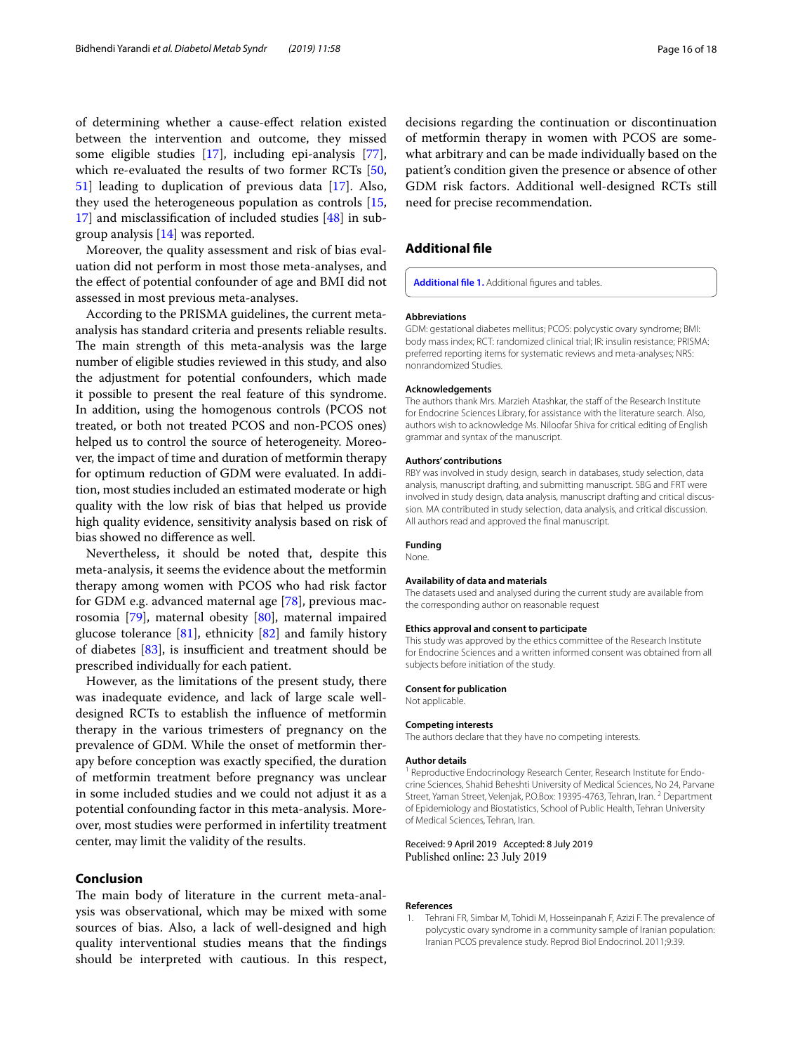of determining whether a cause-effect relation existed between the intervention and outcome, they missed some eligible studies [17], including epi-analysis [77], which re-evaluated the results of two former RCTs [50, 51] leading to duplication of previous data [17]. Also, they used the heterogeneous population as controls [15, 17] and misclassification of included studies [48] in subgroup analysis [14] was reported.

Moreover, the quality assessment and risk of bias evaluation did not perform in most those meta-analyses, and the effect of potential confounder of age and BMI did not assessed in most previous meta-analyses.

According to the PRISMA guidelines, the current meta-analysis has standard criteria and presents reliable results. The main strength of this meta-analysis was the large number of eligible studies reviewed in this study, and also the adjustment for potential confounders, which made it possible to present the real feature of this syndrome. In addition, using the homogenous controls (PCOS not treated, or both not treated PCOS and non-PCOS ones) helped us to control the source of heterogeneity. Moreover, the impact of time and duration of metformin therapy for optimum reduction of GDM were evaluated. In addition, most studies included an estimated moderate or high quality with the low risk of bias that helped us provide high quality evidence, sensitivity analysis based on risk of bias showed no difference as well.

Nevertheless, it should be noted that, despite this meta-analysis, it seems the evidence about the metformin therapy among women with PCOS who had risk factor for GDM e.g. advanced maternal age [78], previous macrosomia [79], maternal obesity [80], maternal impaired glucose tolerance [81], ethnicity [82] and family history of diabetes [83], is insufficient and treatment should be prescribed individually for each patient.

However, as the limitations of the present study, there was inadequate evidence, and lack of large scale well-designed RCTs to establish the influence of metformin therapy in the various trimesters of pregnancy on the prevalence of GDM. While the onset of metformin therapy before conception was exactly specified, the duration of metformin treatment before pregnancy was unclear in some included studies and we could not adjust it as a potential confounding factor in this meta-analysis. Moreover, most studies were performed in infertility treatment center, may limit the validity of the results.

## Conclusion

The main body of literature in the current meta-analysis was observational, which may be mixed with some sources of bias. Also, a lack of well-designed and high quality interventional studies means that the findings should be interpreted with cautious. In this respect, decisions regarding the continuation or discontinuation of metformin therapy in women with PCOS are somewhat arbitrary and can be made individually based on the patient's condition given the presence or absence of other GDM risk factors. Additional well-designed RCTs still need for precise recommendation.

## Additional file

**Additional file 1.** Additional figures and tables.

### Abbreviations

GDM: gestational diabetes mellitus; PCOS: polycystic ovary syndrome; BMI: body mass index; RCT: randomized clinical trial; IR: insulin resistance; PRISMA: preferred reporting items for systematic reviews and meta-analyses; NRS: nonrandomized Studies.

### Acknowledgements

The authors thank Mrs. Marzieh Atashkar, the staff of the Research Institute for Endocrine Sciences Library, for assistance with the literature search. Also, authors wish to acknowledge Ms. Niloofar Shiva for critical editing of English grammar and syntax of the manuscript.

### Authors' contributions

RBY was involved in study design, search in databases, study selection, data analysis, manuscript drafting, and submitting manuscript. SBG and FRT were involved in study design, data analysis, manuscript drafting and critical discussion. MA contributed in study selection, data analysis, and critical discussion. All authors read and approved the final manuscript.

### Funding

None.

### Availability of data and materials

The datasets used and analysed during the current study are available from the corresponding author on reasonable request

### Ethics approval and consent to participate

This study was approved by the ethics committee of the Research Institute for Endocrine Sciences and a written informed consent was obtained from all subjects before initiation of the study.

### Consent for publication

Not applicable.

### Competing interests

The authors declare that they have no competing interests.

### Author details

[1] Reproductive Endocrinology Research Center, Research Institute for Endocrine Sciences, Shahid Beheshti University of Medical Sciences, No 24, Parvane Street, Yaman Street, Velenjak, P.O.Box: 19395-4763, Tehran, Iran. [2] Department of Epidemiology and Biostatistics, School of Public Health, Tehran University of Medical Sciences, Tehran, Iran.

Received: 9 April 2019 Accepted: 8 July 2019
Published online: 23 July 2019

### References

1. Tehrani FR, Simbar M, Tohidi M, Hosseinpanah F, Azizi F. The prevalence of polycystic ovary syndrome in a community sample of Iranian population: Iranian PCOS prevalence study. Reprod Biol Endocrinol. 2011;9:39.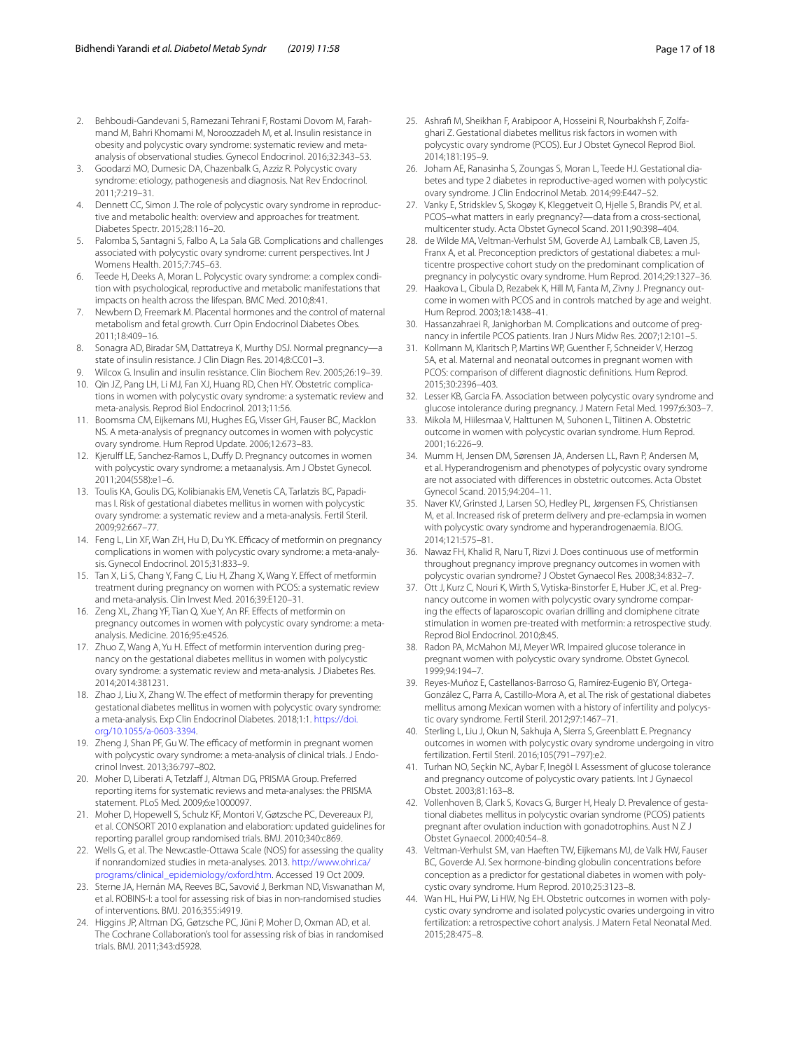2. Behboudi-Gandevani S, Ramezani Tehrani F, Rostami Dovom M, Farahmand M, Bahri Khomami M, Noroozzadeh M, et al. Insulin resistance in obesity and polycystic ovary syndrome: systematic review and meta-analysis of observational studies. Gynecol Endocrinol. 2016;32:343–53.
3. Goodarzi MO, Dumesic DA, Chazenbalk G, Azziz R. Polycystic ovary syndrome: etiology, pathogenesis and diagnosis. Nat Rev Endocrinol. 2011;7:219–31.
4. Dennett CC, Simon J. The role of polycystic ovary syndrome in reproductive and metabolic health: overview and approaches for treatment. Diabetes Spectr. 2015;28:116–20.
5. Palomba S, Santagni S, Falbo A, La Sala GB. Complications and challenges associated with polycystic ovary syndrome: current perspectives. Int J Womens Health. 2015;7:745–63.
6. Teede H, Deeks A, Moran L. Polycystic ovary syndrome: a complex condition with psychological, reproductive and metabolic manifestations that impacts on health across the lifespan. BMC Med. 2010;8:41.
7. Newbern D, Freemark M. Placental hormones and the control of maternal metabolism and fetal growth. Curr Opin Endocrinol Diabetes Obes. 2011;18:409–16.
8. Sonagra AD, Biradar SM, Dattatreya K, Murthy DSJ. Normal pregnancy—a state of insulin resistance. J Clin Diagn Res. 2014;8:CC01–3.
9. Wilcox G. Insulin and insulin resistance. Clin Biochem Rev. 2005;26:19–39.
10. Qin JZ, Pang LH, Li MJ, Fan XJ, Huang RD, Chen HY. Obstetric complications in women with polycystic ovary syndrome: a systematic review and meta-analysis. Reprod Biol Endocrinol. 2013;11:56.
11. Boomsma CM, Eijkemans MJ, Hughes EG, Visser GH, Fauser BC, Macklon NS. A meta-analysis of pregnancy outcomes in women with polycystic ovary syndrome. Hum Reprod Update. 2006;12:673–83.
12. Kjerulff LE, Sanchez-Ramos L, Duffy D. Pregnancy outcomes in women with polycystic ovary syndrome: a metaanalysis. Am J Obstet Gynecol. 2011;204(558):e1–6.
13. Toulis KA, Goulis DG, Kolibianakis EM, Venetis CA, Tarlatzis BC, Papadimas I. Risk of gestational diabetes mellitus in women with polycystic ovary syndrome: a systematic review and a meta-analysis. Fertil Steril. 2009;92:667–77.
14. Feng L, Lin XF, Wan ZH, Hu D, Du YK. Efficacy of metformin on pregnancy complications in women with polycystic ovary syndrome: a meta-analysis. Gynecol Endocrinol. 2015;31:833–9.
15. Tan X, Li S, Chang Y, Fang C, Liu H, Zhang X, Wang Y. Effect of metformin treatment during pregnancy on women with PCOS: a systematic review and meta-analysis. Clin Invest Med. 2016;39:E120–31.
16. Zeng XL, Zhang YF, Tian Q, Xue Y, An RF. Effects of metformin on pregnancy outcomes in women with polycystic ovary syndrome: a meta-analysis. Medicine. 2016;95:e4526.
17. Zhuo Z, Wang A, Yu H. Effect of metformin intervention during pregnancy on the gestational diabetes mellitus in women with polycystic ovary syndrome: a systematic review and meta-analysis. J Diabetes Res. 2014;2014:381231.
18. Zhao J, Liu X, Zhang W. The effect of metformin therapy for preventing gestational diabetes mellitus in women with polycystic ovary syndrome: a meta-analysis. Exp Clin Endocrinol Diabetes. 2018;1:1. https://doi.org/10.1055/a-0603-3394.
19. Zheng J, Shan PF, Gu W. The efficacy of metformin in pregnant women with polycystic ovary syndrome: a meta-analysis of clinical trials. J Endocrinol Invest. 2013;36:797–802.
20. Moher D, Liberati A, Tetzlaff J, Altman DG, PRISMA Group. Preferred reporting items for systematic reviews and meta-analyses: the PRISMA statement. PLoS Med. 2009;6:e1000097.
21. Moher D, Hopewell S, Schulz KF, Montori V, Gøtzsche PC, Devereaux PJ, et al. CONSORT 2010 explanation and elaboration: updated guidelines for reporting parallel group randomised trials. BMJ. 2010;340:c869.
22. Wells G, et al. The Newcastle-Ottawa Scale (NOS) for assessing the quality if nonrandomized studies in meta-analyses. 2013. http://www.ohri.ca/programs/clinical_epidemiology/oxford.htm. Accessed 19 Oct 2009.
23. Sterne JA, Hernán MA, Reeves BC, Savović J, Berkman ND, Viswanathan M, et al. ROBINS-I: a tool for assessing risk of bias in non-randomised studies of interventions. BMJ. 2016;355:i4919.
24. Higgins JP, Altman DG, Gøtzsche PC, Jüni P, Moher D, Oxman AD, et al. The Cochrane Collaboration's tool for assessing risk of bias in randomised trials. BMJ. 2011;343:d5928.
25. Ashrafi M, Sheikhan F, Arabipoor A, Hosseini R, Nourbakhsh F, Zolfaghari Z. Gestational diabetes mellitus risk factors in women with polycystic ovary syndrome (PCOS). Eur J Obstet Gynecol Reprod Biol. 2014;181:195–9.
26. Joham AE, Ranasinha S, Zoungas S, Moran L, Teede HJ. Gestational diabetes and type 2 diabetes in reproductive-aged women with polycystic ovary syndrome. J Clin Endocrinol Metab. 2014;99:E447–52.
27. Vanky E, Stridsklev S, Skogøy K, Kleggetveit O, Hjelle S, Brandis PV, et al. PCOS–what matters in early pregnancy?—data from a cross-sectional, multicenter study. Acta Obstet Gynecol Scand. 2011;90:398–404.
28. de Wilde MA, Veltman-Verhulst SM, Goverde AJ, Lambalk CB, Laven JS, Franx A, et al. Preconception predictors of gestational diabetes: a multicentre prospective cohort study on the predominant complication of pregnancy in polycystic ovary syndrome. Hum Reprod. 2014;29:1327–36.
29. Haakova L, Cibula D, Rezabek K, Hill M, Fanta M, Zivny J. Pregnancy outcome in women with PCOS and in controls matched by age and weight. Hum Reprod. 2003;18:1438–41.
30. Hassanzahraei R, Janighorban M. Complications and outcome of pregnancy in infertile PCOS patients. Iran J Nurs Midw Res. 2007;12:101–5.
31. Kollmann M, Klaritsch P, Martins WP, Guenther F, Schneider V, Herzog SA, et al. Maternal and neonatal outcomes in pregnant women with PCOS: comparison of different diagnostic definitions. Hum Reprod. 2015;30:2396–403.
32. Lesser KB, Garcia FA. Association between polycystic ovary syndrome and glucose intolerance during pregnancy. J Matern Fetal Med. 1997;6:303–7.
33. Mikola M, Hiilesmaa V, Halttunen M, Suhonen L, Tiitinen A. Obstetric outcome in women with polycystic ovarian syndrome. Hum Reprod. 2001;16:226–9.
34. Mumm H, Jensen DM, Sørensen JA, Andersen LL, Ravn P, Andersen M, et al. Hyperandrogenism and phenotypes of polycystic ovary syndrome are not associated with differences in obstetric outcomes. Acta Obstet Gynecol Scand. 2015;94:204–11.
35. Naver KV, Grinsted J, Larsen SO, Hedley PL, Jørgensen FS, Christiansen M, et al. Increased risk of preterm delivery and pre-eclampsia in women with polycystic ovary syndrome and hyperandrogenaemia. BJOG. 2014;121:575–81.
36. Nawaz FH, Khalid R, Naru T, Rizvi J. Does continuous use of metformin throughout pregnancy improve pregnancy outcomes in women with polycystic ovarian syndrome? J Obstet Gynaecol Res. 2008;34:832–7.
37. Ott J, Kurz C, Nouri K, Wirth S, Vytiska-Binstorfer E, Huber JC, et al. Pregnancy outcome in women with polycystic ovary syndrome comparing the effects of laparoscopic ovarian drilling and clomiphene citrate stimulation in women pre-treated with metformin: a retrospective study. Reprod Biol Endocrinol. 2010;8:45.
38. Radon PA, McMahon MJ, Meyer WR. Impaired glucose tolerance in pregnant women with polycystic ovary syndrome. Obstet Gynecol. 1999;94:194–7.
39. Reyes-Muñoz E, Castellanos-Barroso G, Ramírez-Eugenio BY, Ortega-González C, Parra A, Castillo-Mora A, et al. The risk of gestational diabetes mellitus among Mexican women with a history of infertility and polycystic ovary syndrome. Fertil Steril. 2012;97:1467–71.
40. Sterling L, Liu J, Okun N, Sakhuja A, Sierra S, Greenblatt E. Pregnancy outcomes in women with polycystic ovary syndrome undergoing in vitro fertilization. Fertil Steril. 2016;105(791–797):e2.
41. Turhan NO, Seçkin NC, Aybar F, Inegöl I. Assessment of glucose tolerance and pregnancy outcome of polycystic ovary patients. Int J Gynaecol Obstet. 2003;81:163–8.
42. Vollenhoven B, Clark S, Kovacs G, Burger H, Healy D. Prevalence of gestational diabetes mellitus in polycystic ovarian syndrome (PCOS) patients pregnant after ovulation induction with gonadotrophins. Aust N Z J Obstet Gynaecol. 2000;40:54–8.
43. Veltman-Verhulst SM, van Haeften TW, Eijkemans MJ, de Valk HW, Fauser BC, Goverde AJ. Sex hormone-binding globulin concentrations before conception as a predictor for gestational diabetes in women with polycystic ovary syndrome. Hum Reprod. 2010;25:3123–8.
44. Wan HL, Hui PW, Li HW, Ng EH. Obstetric outcomes in women with polycystic ovary syndrome and isolated polycystic ovaries undergoing in vitro fertilization: a retrospective cohort analysis. J Matern Fetal Neonatal Med. 2015;28:475–8.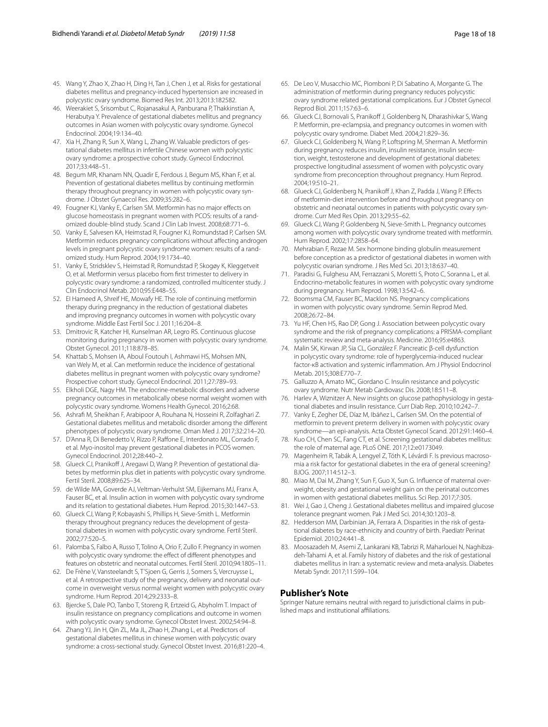45. Wang Y, Zhao X, Zhao H, Ding H, Tan J, Chen J, et al. Risks for gestational diabetes mellitus and pregnancy-induced hypertension are increased in polycystic ovary syndrome. Biomed Res Int. 2013;2013:182582.
46. Weerakiet S, Srisombut C, Rojanasakul A, Panburana P, Thakkinstian A, Herabutya Y. Prevalence of gestational diabetes mellitus and pregnancy outcomes in Asian women with polycystic ovary syndrome. Gynecol Endocrinol. 2004;19:134–40.
47. Xia H, Zhang R, Sun X, Wang L, Zhang W. Valuable predictors of gestational diabetes mellitus in infertile Chinese women with polycystic ovary syndrome: a prospective cohort study. Gynecol Endocrinol. 2017;33:448–51.
48. Begum MR, Khanam NN, Quadir E, Ferdous J, Begum MS, Khan F, et al. Prevention of gestational diabetes mellitus by continuing metformin therapy throughout pregnancy in women with polycystic ovary syndrome. J Obstet Gynaecol Res. 2009;35:282–6.
49. Fougner KJ, Vanky E, Carlsen SM. Metformin has no major effects on glucose homeostasis in pregnant women with PCOS: results of a randomized double-blind study. Scand J Clin Lab Invest. 2008;68:771–6.
50. Vanky E, Salvesen KA, Heimstad R, Fougner KJ, Romundstad P, Carlsen SM. Metformin reduces pregnancy complications without affecting androgen levels in pregnant polycystic ovary syndrome women: results of a randomized study. Hum Reprod. 2004;19:1734–40.
51. Vanky E, Stridsklev S, Heimstad R, Romundstad P, Skogøy K, Kleggetveit O, et al. Metformin versus placebo from first trimester to delivery in polycystic ovary syndrome: a randomized, controlled multicenter study. J Clin Endocrinol Metab. 2010;95:E448–55.
52. El Hameed A, Shreif HE, Mowafy HE. The role of continuing metformin therapy during pregnancy in the reduction of gestational diabetes and improving pregnancy outcomes in women with polycystic ovary syndrome. Middle East Fertil Soc J. 2011;16:204–8.
53. Dmitrovic R, Katcher HI, Kunselman AR, Legro RS. Continuous glucose monitoring during pregnancy in women with polycystic ovary syndrome. Obstet Gynecol. 2011;118:878–85.
54. Khattab S, Mohsen IA, Aboul Foutouh I, Ashmawi HS, Mohsen MN, van Wely M, et al. Can metformin reduce the incidence of gestational diabetes mellitus in pregnant women with polycystic ovary syndrome? Prospective cohort study. Gynecol Endocrinol. 2011;27:789–93.
55. Elkholi DGE, Nagy HM. The endocrine-metabolic disorders and adverse pregnancy outcomes in metabolically obese normal weight women with polycystic ovary syndrome. Womens Health Gynecol. 2016;2:68.
56. Ashrafi M, Sheikhan F, Arabipoor A, Rouhana N, Hosseini R, Zolfaghari Z. Gestational diabetes mellitus and metabolic disorder among the different phenotypes of polycystic ovary syndrome. Oman Med J. 2017;32:214–20.
57. D'Anna R, Di Benedetto V, Rizzo P, Raffone E, Interdonato ML, Corrado F, et al. Myo-inositol may prevent gestational diabetes in PCOS women. Gynecol Endocrinol. 2012;28:440–2.
58. Glueck CJ, Pranikoff J, Aregawi D, Wang P. Prevention of gestational diabetes by metformin plus diet in patients with polycystic ovary syndrome. Fertil Steril. 2008;89:625–34.
59. de Wilde MA, Goverde AJ, Veltman-Verhulst SM, Eijkemans MJ, Franx A, Fauser BC, et al. Insulin action in women with polycystic ovary syndrome and its relation to gestational diabetes. Hum Reprod. 2015;30:1447–53.
60. Glueck CJ, Wang P, Kobayashi S, Phillips H, Sieve-Smith L. Metformin therapy throughout pregnancy reduces the development of gestational diabetes in women with polycystic ovary syndrome. Fertil Steril. 2002;77:520–5.
61. Palomba S, Falbo A, Russo T, Tolino A, Orio F, Zullo F. Pregnancy in women with polycystic ovary syndrome: the effect of different phenotypes and features on obstetric and neonatal outcomes. Fertil Steril. 2010;94:1805–11.
62. De Frène V, Vansteelandt S, T'Sjoen G, Gerris J, Somers S, Vercruysse L, et al. A retrospective study of the pregnancy, delivery and neonatal outcome in overweight versus normal weight women with polycystic ovary syndrome. Hum Reprod. 2014;29:2333–8.
63. Bjercke S, Dale PO, Tanbo T, Storeng R, Ertzeid G, Abyholm T. Impact of insulin resistance on pregnancy complications and outcome in women with polycystic ovary syndrome. Gynecol Obstet Invest. 2002;54:94–8.
64. Zhang YJ, Jin H, Qin ZL, Ma JL, Zhao H, Zhang L, et al. Predictors of gestational diabetes mellitus in chinese women with polycystic ovary syndrome: a cross-sectional study. Gynecol Obstet Invest. 2016;81:220–4.
65. De Leo V, Musacchio MC, Piomboni P, Di Sabatino A, Morgante G. The administration of metformin during pregnancy reduces polycystic ovary syndrome related gestational complications. Eur J Obstet Gynecol Reprod Biol. 2011;157:63–6.
66. Glueck CJ, Bornovali S, Pranikoff J, Goldenberg N, Dharashivkar S, Wang P. Metformin, pre-eclampsia, and pregnancy outcomes in women with polycystic ovary syndrome. Diabet Med. 2004;21:829–36.
67. Glueck CJ, Goldenberg N, Wang P, Loftspring M, Sherman A. Metformin during pregnancy reduces insulin, insulin resistance, insulin secretion, weight, testosterone and development of gestational diabetes: prospective longitudinal assessment of women with polycystic ovary syndrome from preconception throughout pregnancy. Hum Reprod. 2004;19:510–21.
68. Glueck CJ, Goldenberg N, Pranikoff J, Khan Z, Padda J, Wang P. Effects of metformin-diet intervention before and throughout pregnancy on obstetric and neonatal outcomes in patients with polycystic ovary syndrome. Curr Med Res Opin. 2013;29:55–62.
69. Glueck CJ, Wang P, Goldenberg N, Sieve-Smith L. Pregnancy outcomes among women with polycystic ovary syndrome treated with metformin. Hum Reprod. 2002;17:2858–64.
70. Mehrabian F, Rezae M. Sex hormone binding globulin measurement before conception as a predictor of gestational diabetes in women with polycystic ovarian syndrome. J Res Med Sci. 2013;18:637–40.
71. Paradisi G, Fulghesu AM, Ferrazzani S, Moretti S, Proto C, Soranna L, et al. Endocrino-metabolic features in women with polycystic ovary syndrome during pregnancy. Hum Reprod. 1998;13:542–6.
72. Boomsma CM, Fauser BC, Macklon NS. Pregnancy complications in women with polycystic ovary syndrome. Semin Reprod Med. 2008;26:72–84.
73. Yu HF, Chen HS, Rao DP, Gong J. Association between polycystic ovary syndrome and the risk of pregnancy complications: a PRISMA-compliant systematic review and meta-analysis. Medicine. 2016;95:e4863.
74. Malin SK, Kirwan JP, Sia CL, González F. Pancreatic β-cell dysfunction in polycystic ovary syndrome: role of hyperglycemia-induced nuclear factor-κB activation and systemic inflammation. Am J Physiol Endocrinol Metab. 2015;308:E770–7.
75. Galluzzo A, Amato MC, Giordano C. Insulin resistance and polycystic ovary syndrome. Nutr Metab Cardiovasc Dis. 2008;18:511–8.
76. Harlev A, Wiznitzer A. New insights on glucose pathophysiology in gestational diabetes and insulin resistance. Curr Diab Rep. 2010;10:242–7.
77. Vanky E, Zegher DE, Díaz M, Ibáñez L, Carlsen SM. On the potential of metformin to prevent preterm delivery in women with polycystic ovary syndrome—an epi-analysis. Acta Obstet Gynecol Scand. 2012;91:1460–4.
78. Kuo CH, Chen SC, Fang CT, et al. Screening gestational diabetes mellitus: the role of maternal age. PLoS ONE. 2017;12:e0173049.
79. Magenheim R, Tabák A, Lengyel Z, Tóth K, Lévárdi F. Is previous macrosomia a risk factor for gestational diabetes in the era of general screening? BJOG. 2007;114:512–3.
80. Miao M, Dai M, Zhang Y, Sun F, Guo X, Sun G. Influence of maternal overweight, obesity and gestational weight gain on the perinatal outcomes in women with gestational diabetes mellitus. Sci Rep. 2017;7:305.
81. Wei J, Gao J, Cheng J. Gestational diabetes mellitus and impaired glucose tolerance pregnant women. Pak J Med Sci. 2014;30:1203–8.
82. Hedderson MM, Darbinian JA, Ferrara A. Disparities in the risk of gestational diabetes by race-ethnicity and country of birth. Paediatr Perinat Epidemiol. 2010;24:441–8.
83. Moosazadeh M, Asemi Z, Lankarani KB, Tabrizi R, Maharlouei N, Naghibzadeh-Tahami A, et al. Family history of diabetes and the risk of gestational diabetes mellitus in Iran: a systematic review and meta-analysis. Diabetes Metab Syndr. 2017;11:S99–104.

## Publisher's Note

Springer Nature remains neutral with regard to jurisdictional claims in published maps and institutional affiliations.